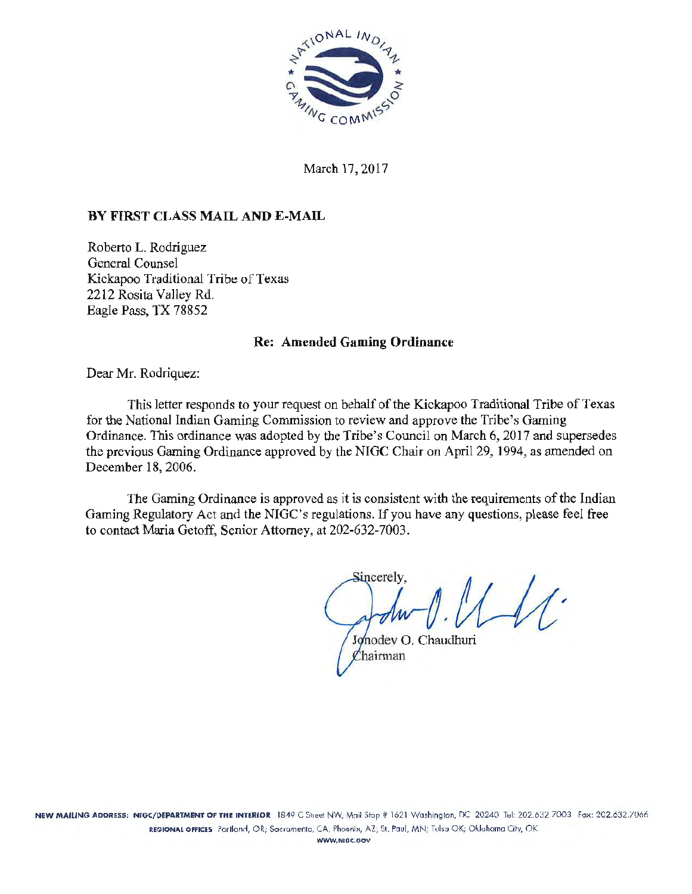March 17, 2017

**BY FIRST CLASS MAIL AND E-MAIL**

Roberto L. Rodriguez
General Counsel
Kickapoo Traditional Tribe of Texas
2212 Rosita Valley Rd.
Eagle Pass, TX 78852

**Re: Amended Gaming Ordinance**

Dear Mr. Rodriquez:

This letter responds to your request on behalf of the Kickapoo Traditional Tribe of Texas for the National Indian Gaming Commission to review and approve the Tribe's Gaming Ordinance. This ordinance was adopted by the Tribe's Council on March 6, 2017 and supersedes the previous Gaming Ordinance approved by the NIGC Chair on April 29, 1994, as amended on December 18, 2006.

The Gaming Ordinance is approved as it is consistent with the requirements of the Indian Gaming Regulatory Act and the NIGC's regulations. If you have any questions, please feel free to contact Maria Getoff, Senior Attorney, at 202-632-7003.

Sincerely,

Jonodev O. Chaudhuri
Chairman

NEW MAILING ADDRESS: NIGC/DEPARTMENT OF THE INTERIOR 1849 C Street NW, Mail Stop # 1621 Washington, DC 20240 Tel: 202.632.7003 Fax: 202.632.7066
REGIONAL OFFICES Portland, OR; Sacramento, CA; Phoenix, AZ; St. Paul, MN; Tulsa OK; Oklahoma City, OK
WWW.NIGC.GOV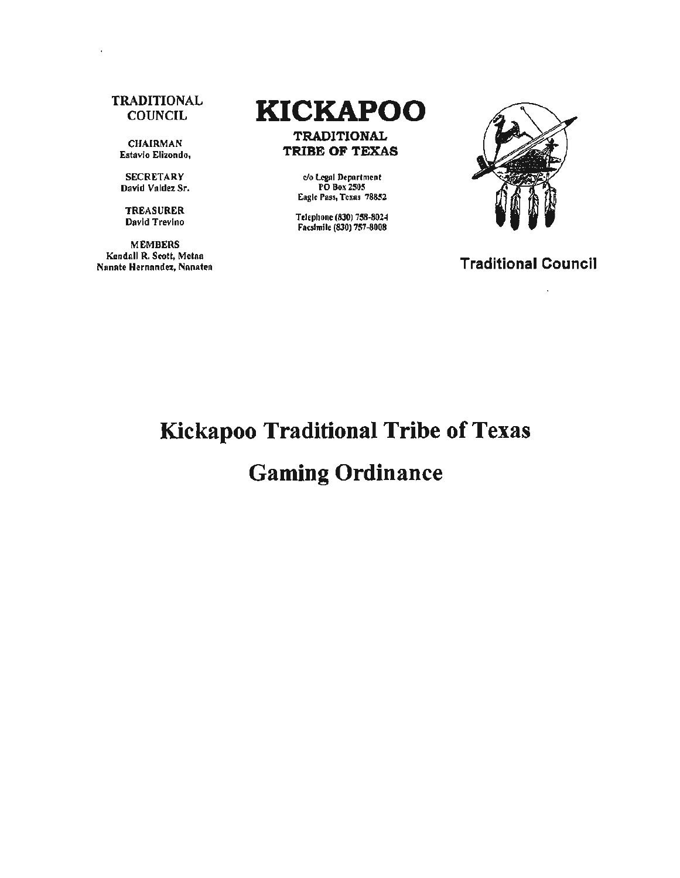TRADITIONAL COUNCIL

CHAIRMAN
Estavio Elizondo,

SECRETARY
David Valdez Sr.

TREASURER
David Trevino

MEMBERS
Kendall R. Scott, Metna
Nanate Hernandez, Nanaten

# KICKAPOO

**TRADITIONAL TRIBE OF TEXAS**

c/o Legal Department
PO Box 2505
Eagle Pass, Texas 78852

Telephone (830) 758-8024
Facsimile (830) 757-8008

**Traditional Council**

# Kickapoo Traditional Tribe of Texas

# Gaming Ordinance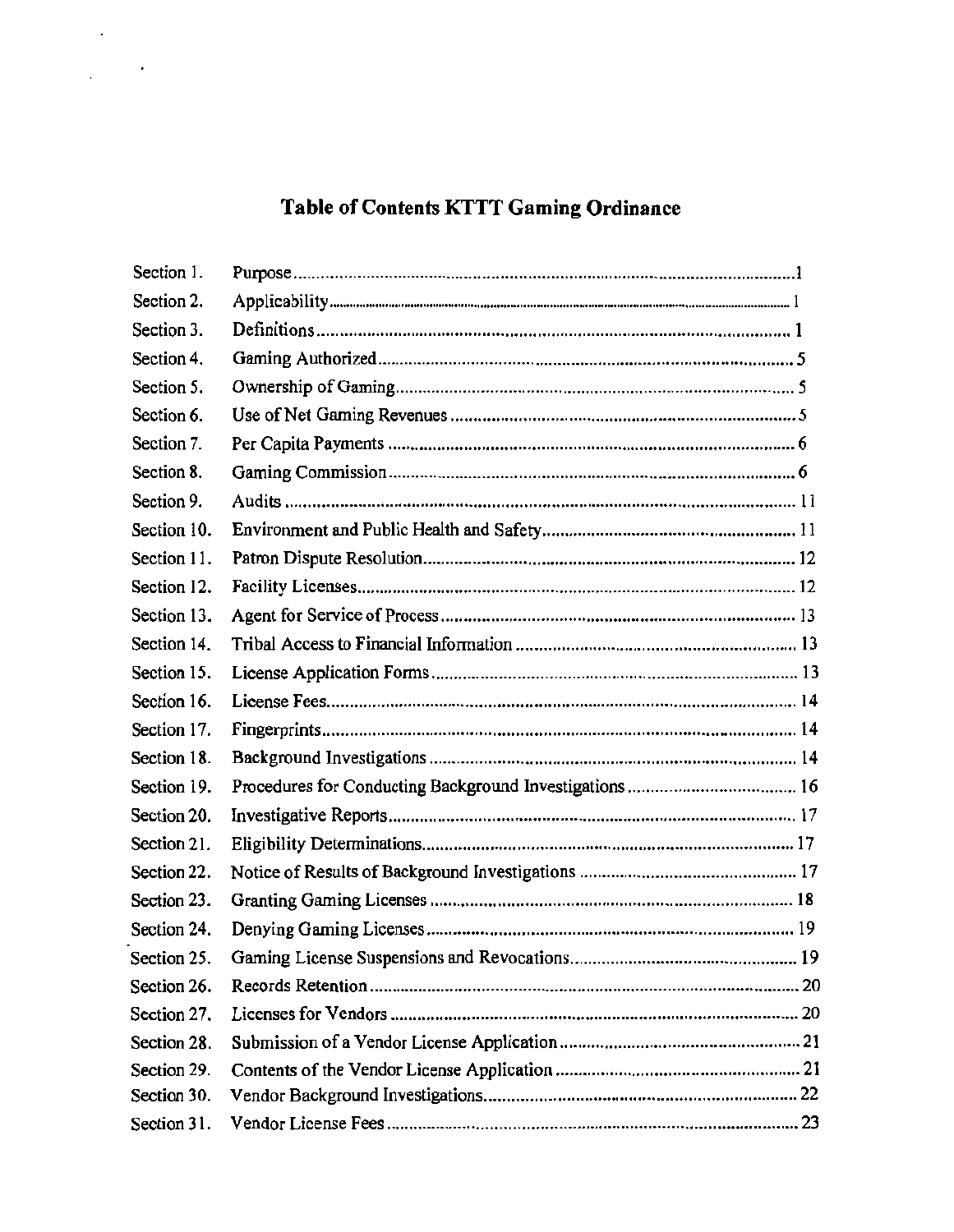# Table of Contents KTTT Gaming Ordinance

| | | |
|---|---|---|
| Section 1. | Purpose | 1 |
| Section 2. | Applicability | 1 |
| Section 3. | Definitions | 1 |
| Section 4. | Gaming Authorized | 5 |
| Section 5. | Ownership of Gaming | 5 |
| Section 6. | Use of Net Gaming Revenues | 5 |
| Section 7. | Per Capita Payments | 6 |
| Section 8. | Gaming Commission | 6 |
| Section 9. | Audits | 11 |
| Section 10. | Environment and Public Health and Safety | 11 |
| Section 11. | Patron Dispute Resolution | 12 |
| Section 12. | Facility Licenses | 12 |
| Section 13. | Agent for Service of Process | 13 |
| Section 14. | Tribal Access to Financial Information | 13 |
| Section 15. | License Application Forms | 13 |
| Section 16. | License Fees | 14 |
| Section 17. | Fingerprints | 14 |
| Section 18. | Background Investigations | 14 |
| Section 19. | Procedures for Conducting Background Investigations | 16 |
| Section 20. | Investigative Reports | 17 |
| Section 21. | Eligibility Determinations | 17 |
| Section 22. | Notice of Results of Background Investigations | 17 |
| Section 23. | Granting Gaming Licenses | 18 |
| Section 24. | Denying Gaming Licenses | 19 |
| Section 25. | Gaming License Suspensions and Revocations | 19 |
| Section 26. | Records Retention | 20 |
| Section 27. | Licenses for Vendors | 20 |
| Section 28. | Submission of a Vendor License Application | 21 |
| Section 29. | Contents of the Vendor License Application | 21 |
| Section 30. | Vendor Background Investigations | 22 |
| Section 31. | Vendor License Fees | 23 |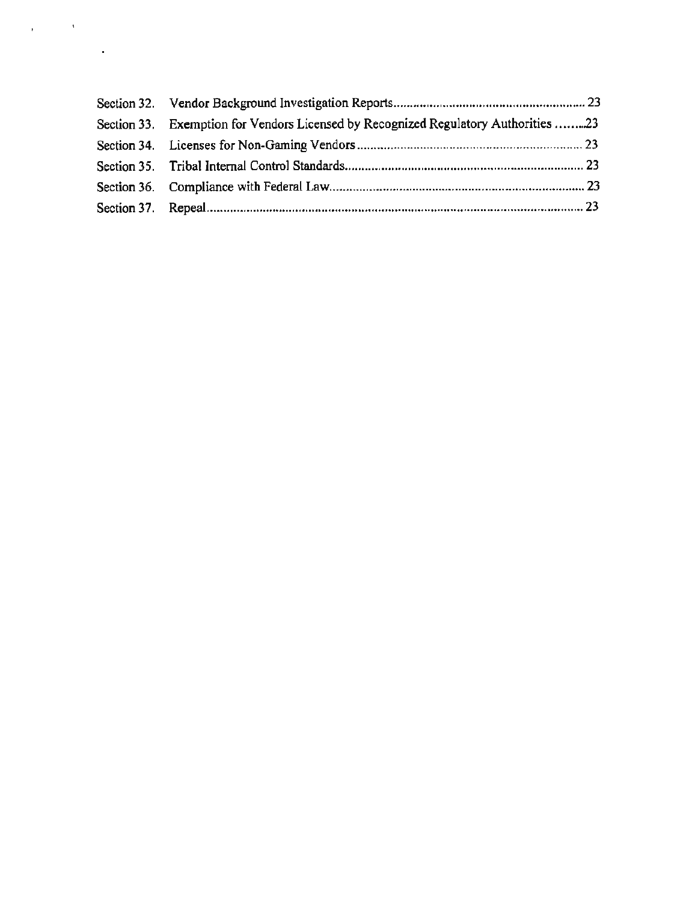| | | |
|---|---|---|
| Section 32. | Vendor Background Investigation Reports | 23 |
| Section 33. | Exemption for Vendors Licensed by Recognized Regulatory Authorities | 23 |
| Section 34. | Licenses for Non-Gaming Vendors | 23 |
| Section 35. | Tribal Internal Control Standards | 23 |
| Section 36. | Compliance with Federal Law | 23 |
| Section 37. | Repeal | 23 |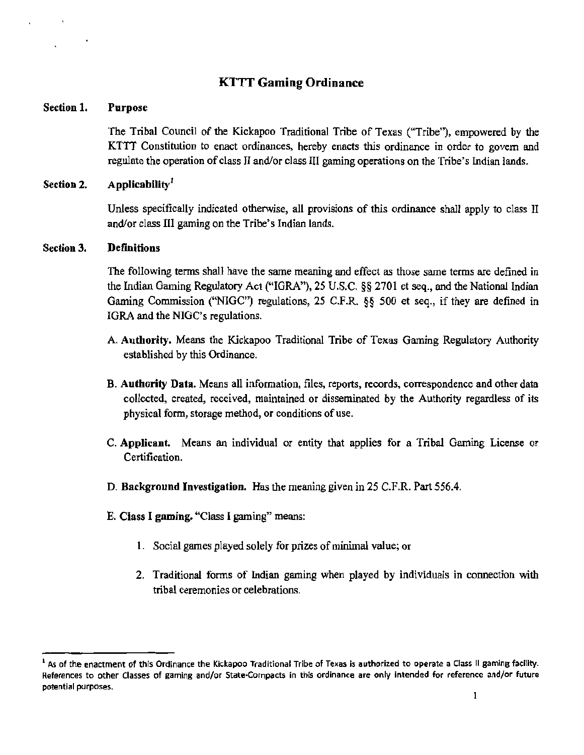# KTTT Gaming Ordinance

## Section 1. Purpose

The Tribal Council of the Kickapoo Traditional Tribe of Texas ("Tribe"), empowered by the KTTT Constitution to enact ordinances, hereby enacts this ordinance in order to govern and regulate the operation of class II and/or class III gaming operations on the Tribe's Indian lands.

## Section 2. Applicability[1]

Unless specifically indicated otherwise, all provisions of this ordinance shall apply to class II and/or class III gaming on the Tribe's Indian lands.

## Section 3. Definitions

The following terms shall have the same meaning and effect as those same terms are defined in the Indian Gaming Regulatory Act ("IGRA"), 25 U.S.C. §§ 2701 et seq., and the National Indian Gaming Commission ("NIGC") regulations, 25 C.F.R. §§ 500 et seq., if they are defined in IGRA and the NIGC's regulations.

A. **Authority.** Means the Kickapoo Traditional Tribe of Texas Gaming Regulatory Authority established by this Ordinance.

B. **Authority Data.** Means all information, files, reports, records, correspondence and other data collected, created, received, maintained or disseminated by the Authority regardless of its physical form, storage method, or conditions of use.

C. **Applicant.** Means an individual or entity that applies for a Tribal Gaming License or Certification.

D. **Background Investigation.** Has the meaning given in 25 C.F.R. Part 556.4.

E. **Class I gaming.** "Class I gaming" means:

1. Social games played solely for prizes of minimal value; or
2. Traditional forms of Indian gaming when played by individuals in connection with tribal ceremonies or celebrations.

---

[1] As of the enactment of this Ordinance the Kickapoo Traditional Tribe of Texas is authorized to operate a Class II gaming facility. References to other Classes of gaming and/or State-Compacts in this ordinance are only intended for reference and/or future potential purposes.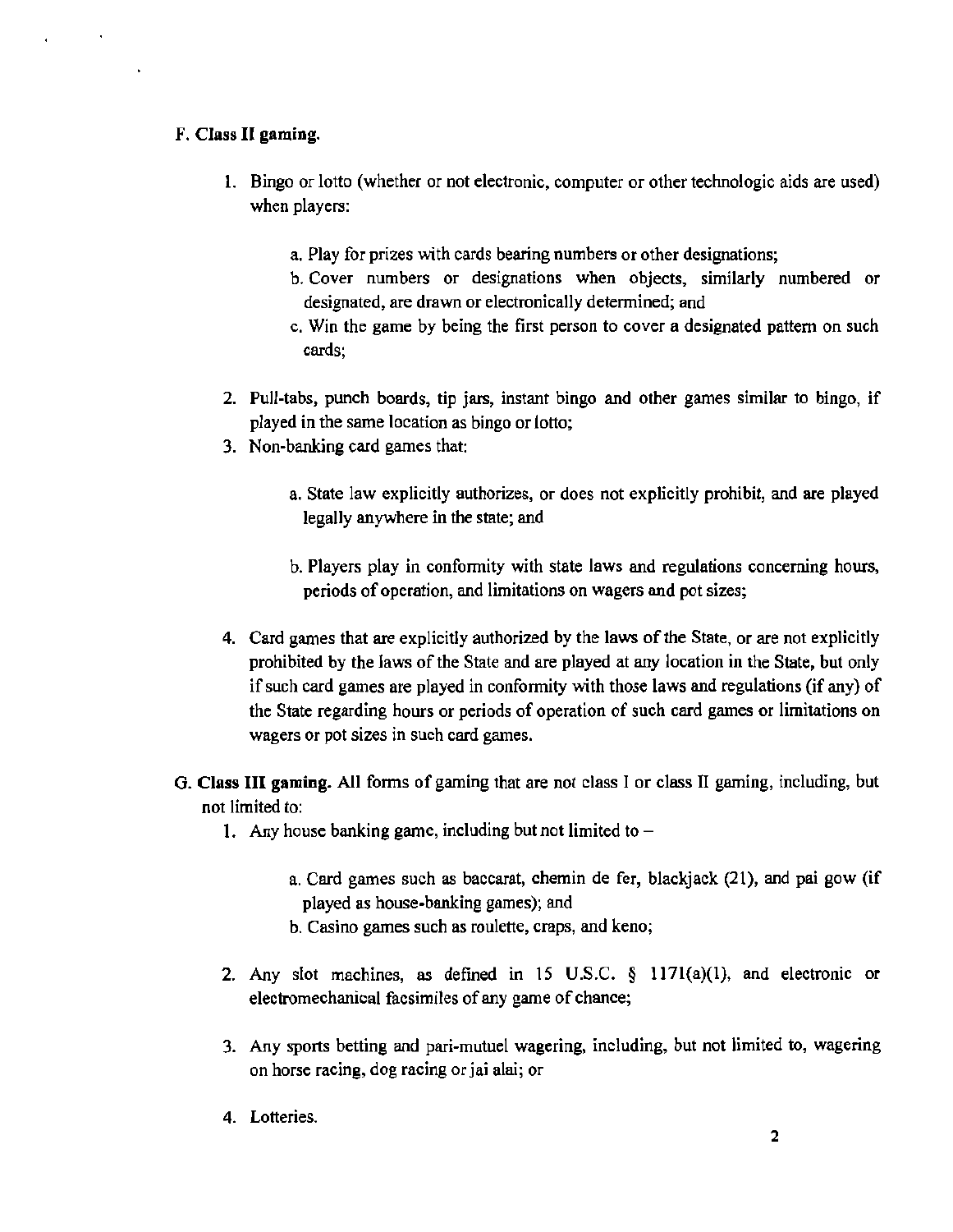**F. Class II gaming.**

1. Bingo or lotto (whether or not electronic, computer or other technologic aids are used) when players:

    a. Play for prizes with cards bearing numbers or other designations;
    b. Cover numbers or designations when objects, similarly numbered or designated, are drawn or electronically determined; and
    c. Win the game by being the first person to cover a designated pattern on such cards;

2. Pull-tabs, punch boards, tip jars, instant bingo and other games similar to bingo, if played in the same location as bingo or lotto;
3. Non-banking card games that:

    a. State law explicitly authorizes, or does not explicitly prohibit, and are played legally anywhere in the state; and

    b. Players play in conformity with state laws and regulations concerning hours, periods of operation, and limitations on wagers and pot sizes;

4. Card games that are explicitly authorized by the laws of the State, or are not explicitly prohibited by the laws of the State and are played at any location in the State, but only if such card games are played in conformity with those laws and regulations (if any) of the State regarding hours or periods of operation of such card games or limitations on wagers or pot sizes in such card games.

**G. Class III gaming.** All forms of gaming that are not class I or class II gaming, including, but not limited to:

1. Any house banking game, including but not limited to –

    a. Card games such as baccarat, chemin de fer, blackjack (21), and pai gow (if played as house-banking games); and
    b. Casino games such as roulette, craps, and keno;

2. Any slot machines, as defined in 15 U.S.C. § 1171(a)(1), and electronic or electromechanical facsimiles of any game of chance;

3. Any sports betting and pari-mutuel wagering, including, but not limited to, wagering on horse racing, dog racing or jai alai; or

4. Lotteries.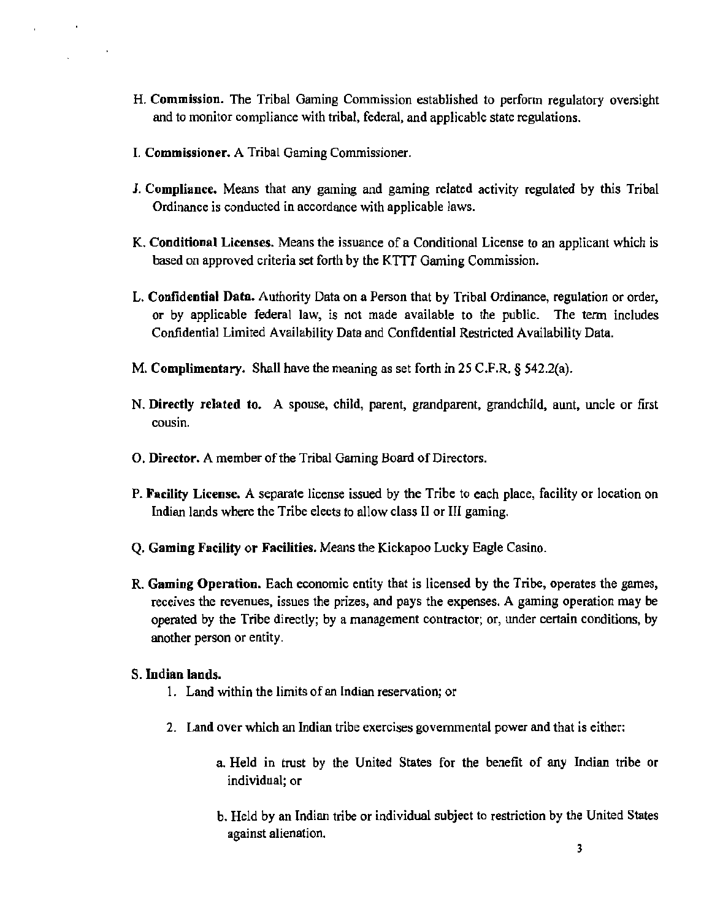H. **Commission.** The Tribal Gaming Commission established to perform regulatory oversight and to monitor compliance with tribal, federal, and applicable state regulations.

I. **Commissioner.** A Tribal Gaming Commissioner.

J. **Compliance.** Means that any gaming and gaming related activity regulated by this Tribal Ordinance is conducted in accordance with applicable laws.

K. **Conditional Licenses.** Means the issuance of a Conditional License to an applicant which is based on approved criteria set forth by the KTTT Gaming Commission.

L. **Confidential Data.** Authority Data on a Person that by Tribal Ordinance, regulation or order, or by applicable federal law, is not made available to the public. The term includes Confidential Limited Availability Data and Confidential Restricted Availability Data.

M. **Complimentary.** Shall have the meaning as set forth in 25 C.F.R. § 542.2(a).

N. **Directly related to.** A spouse, child, parent, grandparent, grandchild, aunt, uncle or first cousin.

O. **Director.** A member of the Tribal Gaming Board of Directors.

P. **Facility License.** A separate license issued by the Tribe to each place, facility or location on Indian lands where the Tribe elects to allow class II or III gaming.

Q. **Gaming Facility or Facilities.** Means the Kickapoo Lucky Eagle Casino.

R. **Gaming Operation.** Each economic entity that is licensed by the Tribe, operates the games, receives the revenues, issues the prizes, and pays the expenses. A gaming operation may be operated by the Tribe directly; by a management contractor; or, under certain conditions, by another person or entity.

S. **Indian lands.**

1. Land within the limits of an Indian reservation; or
2. Land over which an Indian tribe exercises governmental power and that is either:
    a. Held in trust by the United States for the benefit of any Indian tribe or individual; or
    b. Held by an Indian tribe or individual subject to restriction by the United States against alienation.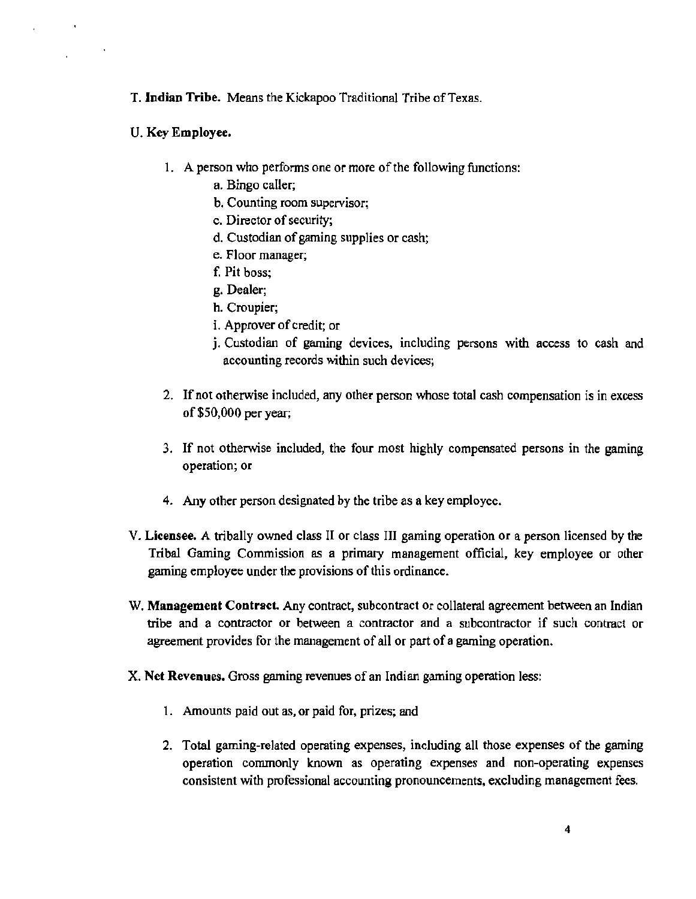T. **Indian Tribe.** Means the Kickapoo Traditional Tribe of Texas.

U. **Key Employee.**

1. A person who performs one or more of the following functions:
   a. Bingo caller;
   b. Counting room supervisor;
   c. Director of security;
   d. Custodian of gaming supplies or cash;
   e. Floor manager;
   f. Pit boss;
   g. Dealer;
   h. Croupier;
   i. Approver of credit; or
   j. Custodian of gaming devices, including persons with access to cash and accounting records within such devices;

2. If not otherwise included, any other person whose total cash compensation is in excess of $50,000 per year;

3. If not otherwise included, the four most highly compensated persons in the gaming operation; or

4. Any other person designated by the tribe as a key employee.

V. **Licensee.** A tribally owned class II or class III gaming operation or a person licensed by the Tribal Gaming Commission as a primary management official, key employee or other gaming employee under the provisions of this ordinance.

W. **Management Contract.** Any contract, subcontract or collateral agreement between an Indian tribe and a contractor or between a contractor and a subcontractor if such contract or agreement provides for the management of all or part of a gaming operation.

X. **Net Revenues.** Gross gaming revenues of an Indian gaming operation less:

1. Amounts paid out as, or paid for, prizes; and

2. Total gaming-related operating expenses, including all those expenses of the gaming operation commonly known as operating expenses and non-operating expenses consistent with professional accounting pronouncements, excluding management fees.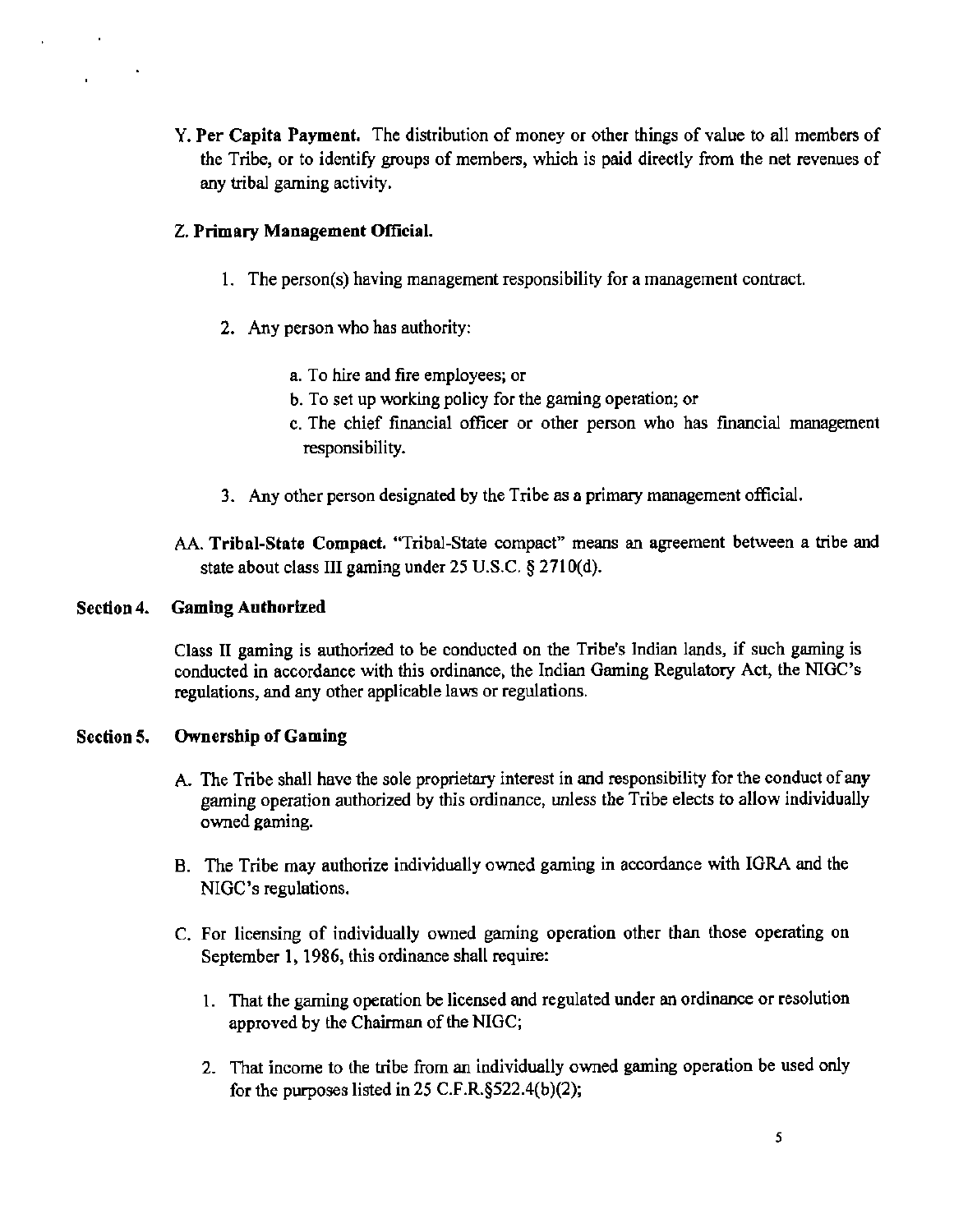Y. **Per Capita Payment.** The distribution of money or other things of value to all members of the Tribe, or to identify groups of members, which is paid directly from the net revenues of any tribal gaming activity.

Z. **Primary Management Official.**

1. The person(s) having management responsibility for a management contract.
2. Any person who has authority:
   a. To hire and fire employees; or
   b. To set up working policy for the gaming operation; or
   c. The chief financial officer or other person who has financial management responsibility.
3. Any other person designated by the Tribe as a primary management official.

AA. **Tribal-State Compact.** "Tribal-State compact" means an agreement between a tribe and state about class III gaming under 25 U.S.C. § 2710(d).

## Section 4. Gaming Authorized

Class II gaming is authorized to be conducted on the Tribe's Indian lands, if such gaming is conducted in accordance with this ordinance, the Indian Gaming Regulatory Act, the NIGC's regulations, and any other applicable laws or regulations.

## Section 5. Ownership of Gaming

A. The Tribe shall have the sole proprietary interest in and responsibility for the conduct of any gaming operation authorized by this ordinance, unless the Tribe elects to allow individually owned gaming.

B. The Tribe may authorize individually owned gaming in accordance with IGRA and the NIGC's regulations.

C. For licensing of individually owned gaming operation other than those operating on September 1, 1986, this ordinance shall require:

1. That the gaming operation be licensed and regulated under an ordinance or resolution approved by the Chairman of the NIGC;
2. That income to the tribe from an individually owned gaming operation be used only for the purposes listed in 25 C.F.R.§522.4(b)(2);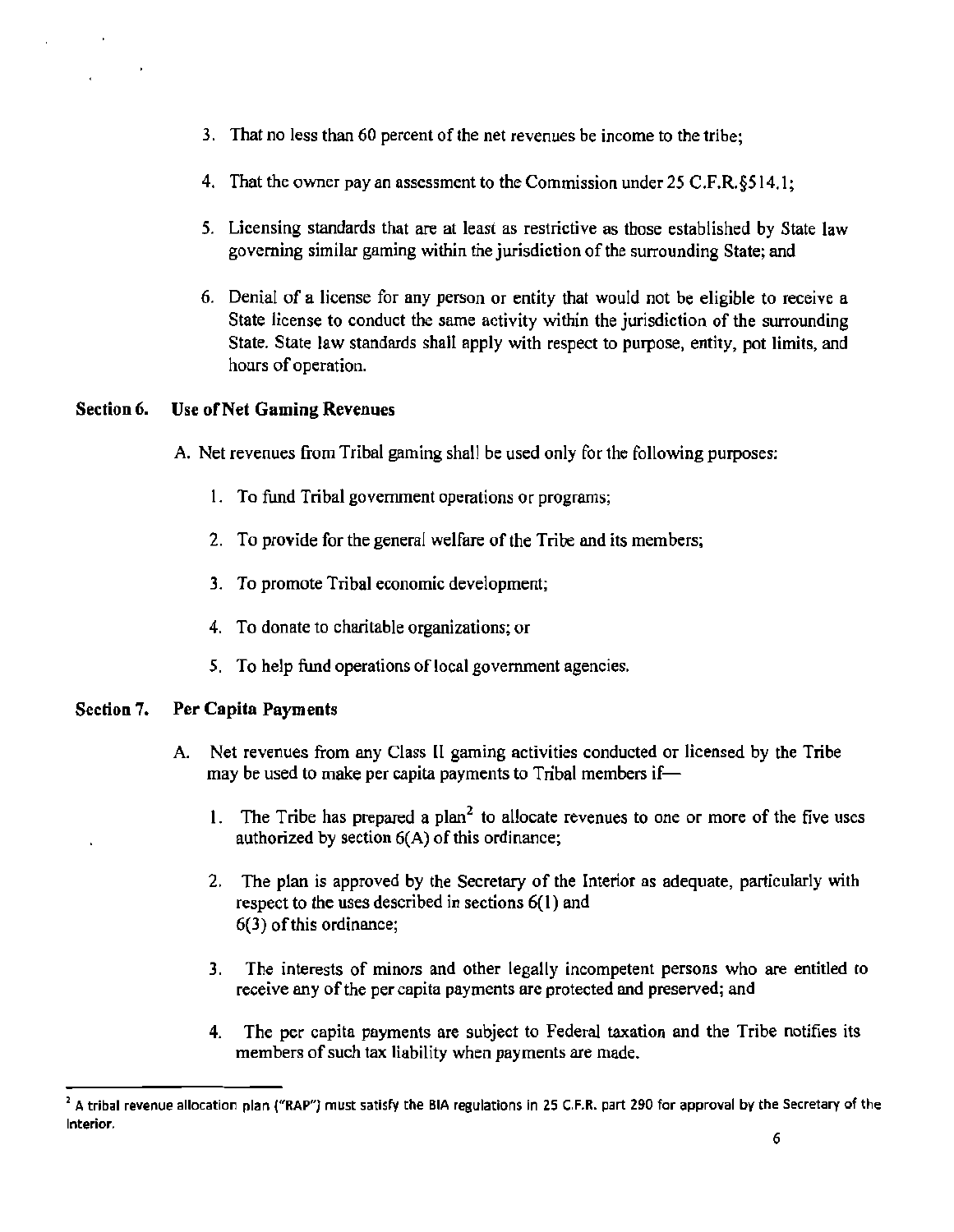3. That no less than 60 percent of the net revenues be income to the tribe;

4. That the owner pay an assessment to the Commission under 25 C.F.R.§514.1;

5. Licensing standards that are at least as restrictive as those established by State law governing similar gaming within the jurisdiction of the surrounding State; and

6. Denial of a license for any person or entity that would not be eligible to receive a State license to conduct the same activity within the jurisdiction of the surrounding State. State law standards shall apply with respect to purpose, entity, pot limits, and hours of operation.

**Section 6. Use of Net Gaming Revenues**

A. Net revenues from Tribal gaming shall be used only for the following purposes:

1. To fund Tribal government operations or programs;
2. To provide for the general welfare of the Tribe and its members;
3. To promote Tribal economic development;
4. To donate to charitable organizations; or
5. To help fund operations of local government agencies.

**Section 7. Per Capita Payments**

A. Net revenues from any Class II gaming activities conducted or licensed by the Tribe may be used to make per capita payments to Tribal members if—

1. The Tribe has prepared a plan[2] to allocate revenues to one or more of the five uses authorized by section 6(A) of this ordinance;
2. The plan is approved by the Secretary of the Interior as adequate, particularly with respect to the uses described in sections 6(1) and 6(3) of this ordinance;
3. The interests of minors and other legally incompetent persons who are entitled to receive any of the per capita payments are protected and preserved; and
4. The per capita payments are subject to Federal taxation and the Tribe notifies its members of such tax liability when payments are made.

[2] A tribal revenue allocation plan ("RAP") must satisfy the BIA regulations in 25 C.F.R. part 290 for approval by the Secretary of the Interior.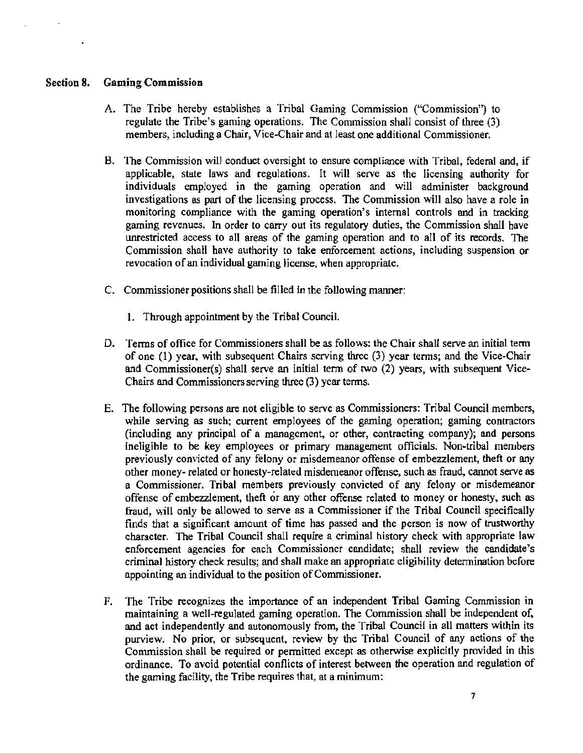## Section 8. Gaming Commission

A. The Tribe hereby establishes a Tribal Gaming Commission ("Commission") to regulate the Tribe's gaming operations. The Commission shall consist of three (3) members, including a Chair, Vice-Chair and at least one additional Commissioner.

B. The Commission will conduct oversight to ensure compliance with Tribal, federal and, if applicable, state laws and regulations. It will serve as the licensing authority for individuals employed in the gaming operation and will administer background investigations as part of the licensing process. The Commission will also have a role in monitoring compliance with the gaming operation's internal controls and in tracking gaming revenues. In order to carry out its regulatory duties, the Commission shall have unrestricted access to all areas of the gaming operation and to all of its records. The Commission shall have authority to take enforcement actions, including suspension or revocation of an individual gaming license, when appropriate.

C. Commissioner positions shall be filled in the following manner:

   1. Through appointment by the Tribal Council.

D. Terms of office for Commissioners shall be as follows: the Chair shall serve an initial term of one (1) year, with subsequent Chairs serving three (3) year terms; and the Vice-Chair and Commissioner(s) shall serve an initial term of two (2) years, with subsequent Vice-Chairs and Commissioners serving three (3) year terms.

E. The following persons are not eligible to serve as Commissioners: Tribal Council members, while serving as such; current employees of the gaming operation; gaming contractors (including any principal of a management, or other, contracting company); and persons ineligible to be key employees or primary management officials. Non-tribal members previously convicted of any felony or misdemeanor offense of embezzlement, theft or any other money- related or honesty-related misdemeanor offense, such as fraud, cannot serve as a Commissioner. Tribal members previously convicted of any felony or misdemeanor offense of embezzlement, theft or any other offense related to money or honesty, such as fraud, will only be allowed to serve as a Commissioner if the Tribal Council specifically finds that a significant amount of time has passed and the person is now of trustworthy character. The Tribal Council shall require a criminal history check with appropriate law enforcement agencies for each Commissioner candidate; shall review the candidate's criminal history check results; and shall make an appropriate eligibility determination before appointing an individual to the position of Commissioner.

F. The Tribe recognizes the importance of an independent Tribal Gaming Commission in maintaining a well-regulated gaming operation. The Commission shall be independent of, and act independently and autonomously from, the Tribal Council in all matters within its purview. No prior, or subsequent, review by the Tribal Council of any actions of the Commission shall be required or permitted except as otherwise explicitly provided in this ordinance. To avoid potential conflicts of interest between the operation and regulation of the gaming facility, the Tribe requires that, at a minimum: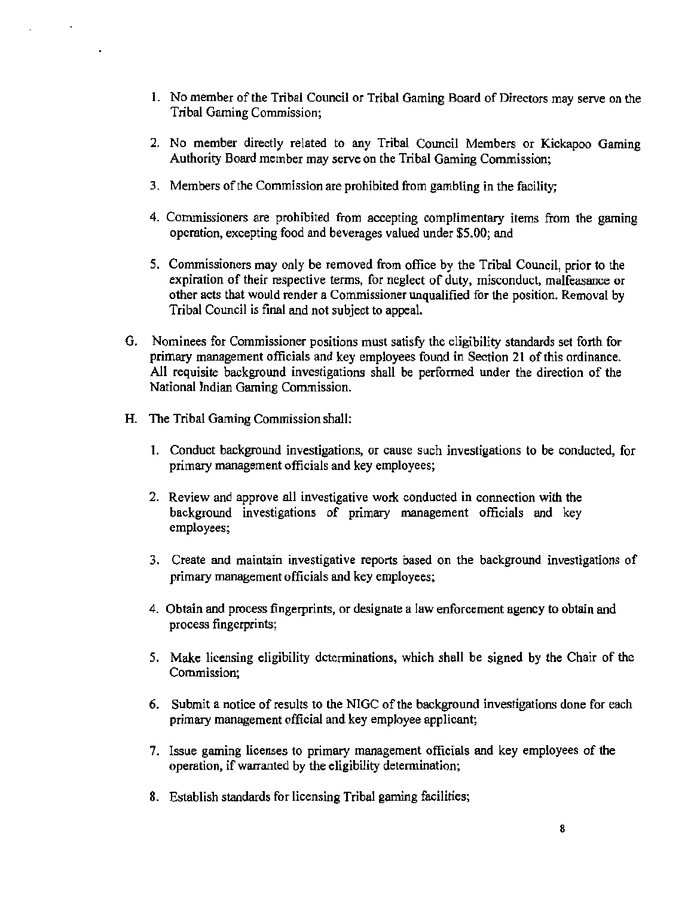1. No member of the Tribal Council or Tribal Gaming Board of Directors may serve on the Tribal Gaming Commission;

2. No member directly related to any Tribal Council Members or Kickapoo Gaming Authority Board member may serve on the Tribal Gaming Commission;

3. Members of the Commission are prohibited from gambling in the facility;

4. Commissioners are prohibited from accepting complimentary items from the gaming operation, excepting food and beverages valued under $5.00; and

5. Commissioners may only be removed from office by the Tribal Council, prior to the expiration of their respective terms, for neglect of duty, misconduct, malfeasance or other acts that would render a Commissioner unqualified for the position. Removal by Tribal Council is final and not subject to appeal.

G. Nominees for Commissioner positions must satisfy the eligibility standards set forth for primary management officials and key employees found in Section 21 of this ordinance. All requisite background investigations shall be performed under the direction of the National Indian Gaming Commission.

H. The Tribal Gaming Commission shall:

1. Conduct background investigations, or cause such investigations to be conducted, for primary management officials and key employees;

2. Review and approve all investigative work conducted in connection with the background investigations of primary management officials and key employees;

3. Create and maintain investigative reports based on the background investigations of primary management officials and key employees;

4. Obtain and process fingerprints, or designate a law enforcement agency to obtain and process fingerprints;

5. Make licensing eligibility determinations, which shall be signed by the Chair of the Commission;

6. Submit a notice of results to the NIGC of the background investigations done for each primary management official and key employee applicant;

7. Issue gaming licenses to primary management officials and key employees of the operation, if warranted by the eligibility determination;

8. Establish standards for licensing Tribal gaming facilities;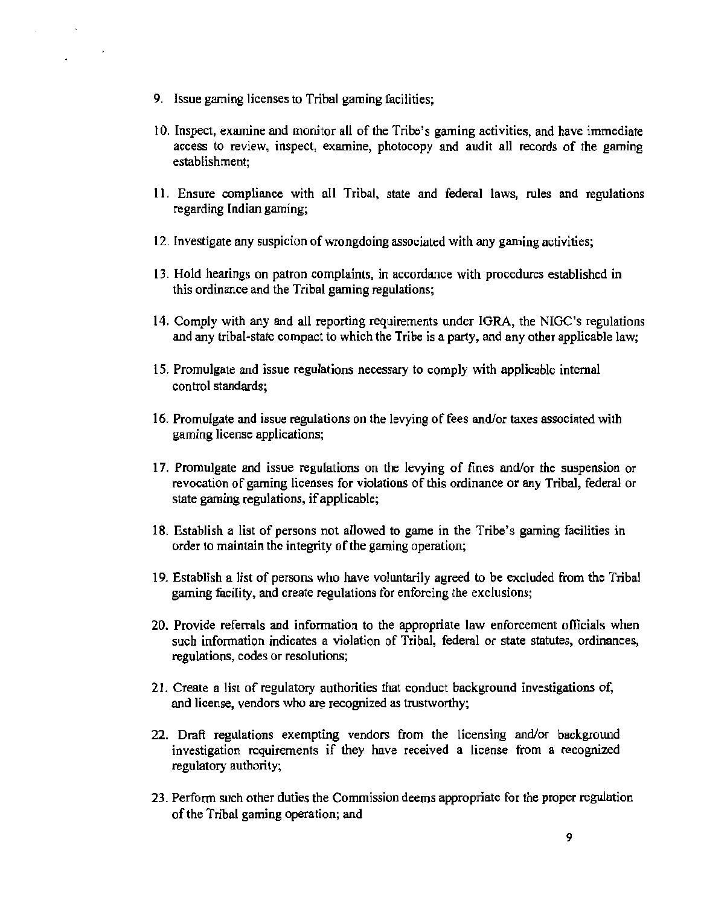9. Issue gaming licenses to Tribal gaming facilities;

10. Inspect, examine and monitor all of the Tribe's gaming activities, and have immediate access to review, inspect, examine, photocopy and audit all records of the gaming establishment;

11. Ensure compliance with all Tribal, state and federal laws, rules and regulations regarding Indian gaming;

12. Investigate any suspicion of wrongdoing associated with any gaming activities;

13. Hold hearings on patron complaints, in accordance with procedures established in this ordinance and the Tribal gaming regulations;

14. Comply with any and all reporting requirements under IGRA, the NIGC's regulations and any tribal-state compact to which the Tribe is a party, and any other applicable law;

15. Promulgate and issue regulations necessary to comply with applicable internal control standards;

16. Promulgate and issue regulations on the levying of fees and/or taxes associated with gaming license applications;

17. Promulgate and issue regulations on the levying of fines and/or the suspension or revocation of gaming licenses for violations of this ordinance or any Tribal, federal or state gaming regulations, if applicable;

18. Establish a list of persons not allowed to game in the Tribe's gaming facilities in order to maintain the integrity of the gaming operation;

19. Establish a list of persons who have voluntarily agreed to be excluded from the Tribal gaming facility, and create regulations for enforcing the exclusions;

20. Provide referrals and information to the appropriate law enforcement officials when such information indicates a violation of Tribal, federal or state statutes, ordinances, regulations, codes or resolutions;

21. Create a list of regulatory authorities that conduct background investigations of, and license, vendors who are recognized as trustworthy;

22. Draft regulations exempting vendors from the licensing and/or background investigation requirements if they have received a license from a recognized regulatory authority;

23. Perform such other duties the Commission deems appropriate for the proper regulation of the Tribal gaming operation; and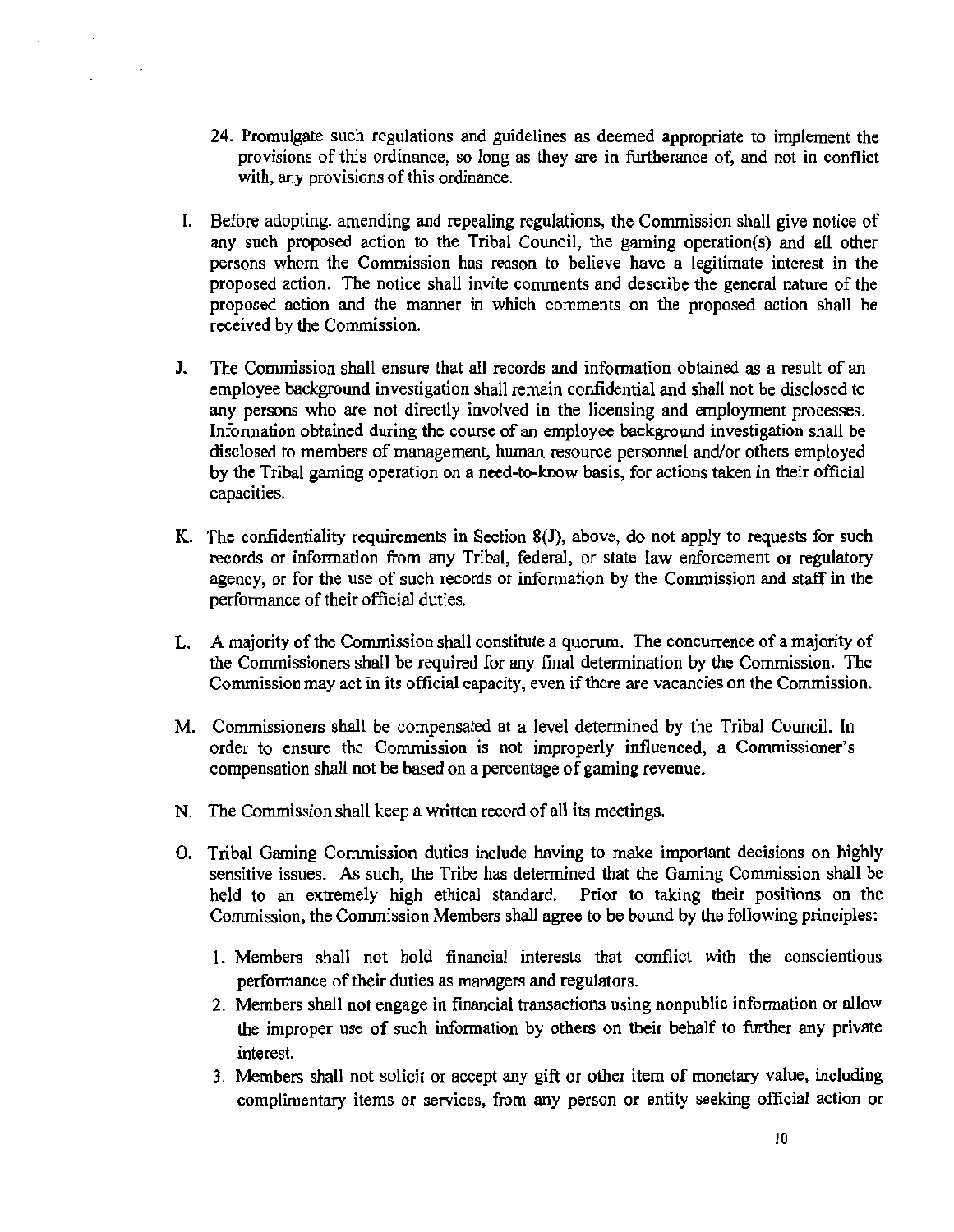24. Promulgate such regulations and guidelines as deemed appropriate to implement the provisions of this ordinance, so long as they are in furtherance of, and not in conflict with, any provisions of this ordinance.

I. Before adopting, amending and repealing regulations, the Commission shall give notice of any such proposed action to the Tribal Council, the gaming operation(s) and all other persons whom the Commission has reason to believe have a legitimate interest in the proposed action. The notice shall invite comments and describe the general nature of the proposed action and the manner in which comments on the proposed action shall be received by the Commission.

J. The Commission shall ensure that all records and information obtained as a result of an employee background investigation shall remain confidential and shall not be disclosed to any persons who are not directly involved in the licensing and employment processes. Information obtained during the course of an employee background investigation shall be disclosed to members of management, human resource personnel and/or others employed by the Tribal gaming operation on a need-to-know basis, for actions taken in their official capacities.

K. The confidentiality requirements in Section 8(J), above, do not apply to requests for such records or information from any Tribal, federal, or state law enforcement or regulatory agency, or for the use of such records or information by the Commission and staff in the performance of their official duties.

L. A majority of the Commission shall constitute a quorum. The concurrence of a majority of the Commissioners shall be required for any final determination by the Commission. The Commission may act in its official capacity, even if there are vacancies on the Commission.

M. Commissioners shall be compensated at a level determined by the Tribal Council. In order to ensure the Commission is not improperly influenced, a Commissioner's compensation shall not be based on a percentage of gaming revenue.

N. The Commission shall keep a written record of all its meetings.

O. Tribal Gaming Commission duties include having to make important decisions on highly sensitive issues. As such, the Tribe has determined that the Gaming Commission shall be held to an extremely high ethical standard. Prior to taking their positions on the Commission, the Commission Members shall agree to be bound by the following principles:

1. Members shall not hold financial interests that conflict with the conscientious performance of their duties as managers and regulators.
2. Members shall not engage in financial transactions using nonpublic information or allow the improper use of such information by others on their behalf to further any private interest.
3. Members shall not solicit or accept any gift or other item of monetary value, including complimentary items or services, from any person or entity seeking official action or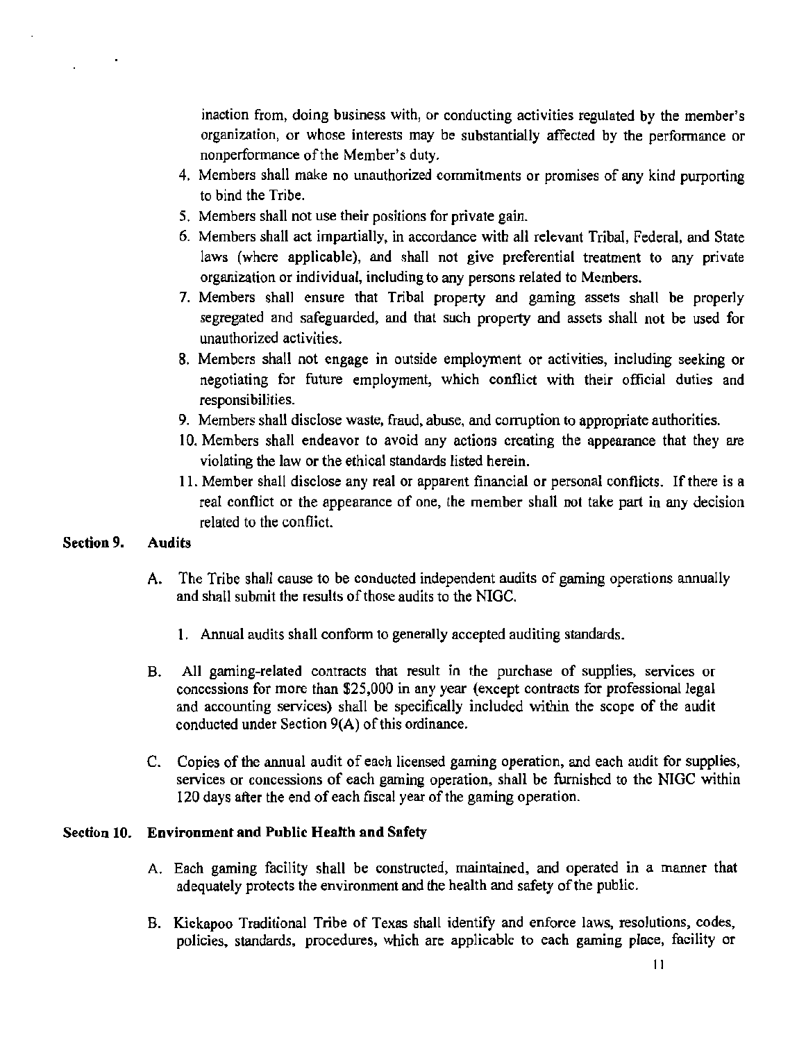inaction from, doing business with, or conducting activities regulated by the member's organization, or whose interests may be substantially affected by the performance or nonperformance of the Member's duty.

4. Members shall make no unauthorized commitments or promises of any kind purporting to bind the Tribe.
5. Members shall not use their positions for private gain.
6. Members shall act impartially, in accordance with all relevant Tribal, Federal, and State laws (where applicable), and shall not give preferential treatment to any private organization or individual, including to any persons related to Members.
7. Members shall ensure that Tribal property and gaming assets shall be properly segregated and safeguarded, and that such property and assets shall not be used for unauthorized activities.
8. Members shall not engage in outside employment or activities, including seeking or negotiating for future employment, which conflict with their official duties and responsibilities.
9. Members shall disclose waste, fraud, abuse, and corruption to appropriate authorities.
10. Members shall endeavor to avoid any actions creating the appearance that they are violating the law or the ethical standards listed herein.
11. Member shall disclose any real or apparent financial or personal conflicts. If there is a real conflict or the appearance of one, the member shall not take part in any decision related to the conflict.

## Section 9. Audits

A. The Tribe shall cause to be conducted independent audits of gaming operations annually and shall submit the results of those audits to the NIGC.

   1. Annual audits shall conform to generally accepted auditing standards.

B. All gaming-related contracts that result in the purchase of supplies, services or concessions for more than $25,000 in any year (except contracts for professional legal and accounting services) shall be specifically included within the scope of the audit conducted under Section 9(A) of this ordinance.

C. Copies of the annual audit of each licensed gaming operation, and each audit for supplies, services or concessions of each gaming operation, shall be furnished to the NIGC within 120 days after the end of each fiscal year of the gaming operation.

## Section 10. Environment and Public Health and Safety

A. Each gaming facility shall be constructed, maintained, and operated in a manner that adequately protects the environment and the health and safety of the public.

B. Kickapoo Traditional Tribe of Texas shall identify and enforce laws, resolutions, codes, policies, standards, procedures, which are applicable to each gaming place, facility or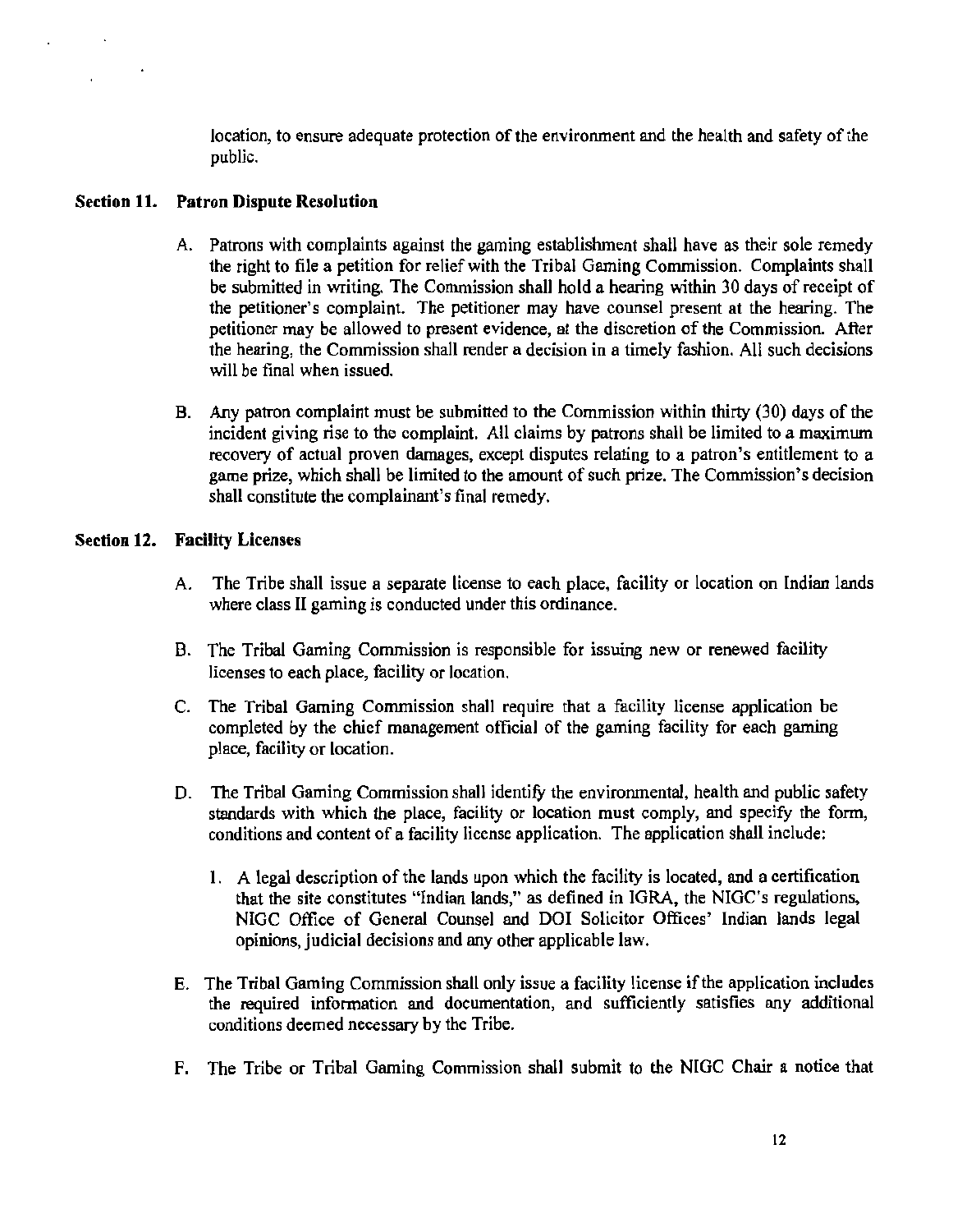location, to ensure adequate protection of the environment and the health and safety of the public.

## Section 11. Patron Dispute Resolution

A. Patrons with complaints against the gaming establishment shall have as their sole remedy the right to file a petition for relief with the Tribal Gaming Commission. Complaints shall be submitted in writing. The Commission shall hold a hearing within 30 days of receipt of the petitioner's complaint. The petitioner may have counsel present at the hearing. The petitioner may be allowed to present evidence, at the discretion of the Commission. After the hearing, the Commission shall render a decision in a timely fashion. All such decisions will be final when issued.

B. Any patron complaint must be submitted to the Commission within thirty (30) days of the incident giving rise to the complaint. All claims by patrons shall be limited to a maximum recovery of actual proven damages, except disputes relating to a patron's entitlement to a game prize, which shall be limited to the amount of such prize. The Commission's decision shall constitute the complainant's final remedy.

## Section 12. Facility Licenses

A. The Tribe shall issue a separate license to each place, facility or location on Indian lands where class II gaming is conducted under this ordinance.

B. The Tribal Gaming Commission is responsible for issuing new or renewed facility licenses to each place, facility or location.

C. The Tribal Gaming Commission shall require that a facility license application be completed by the chief management official of the gaming facility for each gaming place, facility or location.

D. The Tribal Gaming Commission shall identify the environmental, health and public safety standards with which the place, facility or location must comply, and specify the form, conditions and content of a facility license application. The application shall include:

   1. A legal description of the lands upon which the facility is located, and a certification that the site constitutes "Indian lands," as defined in IGRA, the NIGC's regulations, NIGC Office of General Counsel and DOI Solicitor Offices' Indian lands legal opinions, judicial decisions and any other applicable law.

E. The Tribal Gaming Commission shall only issue a facility license if the application includes the required information and documentation, and sufficiently satisfies any additional conditions deemed necessary by the Tribe.

F. The Tribe or Tribal Gaming Commission shall submit to the NIGC Chair a notice that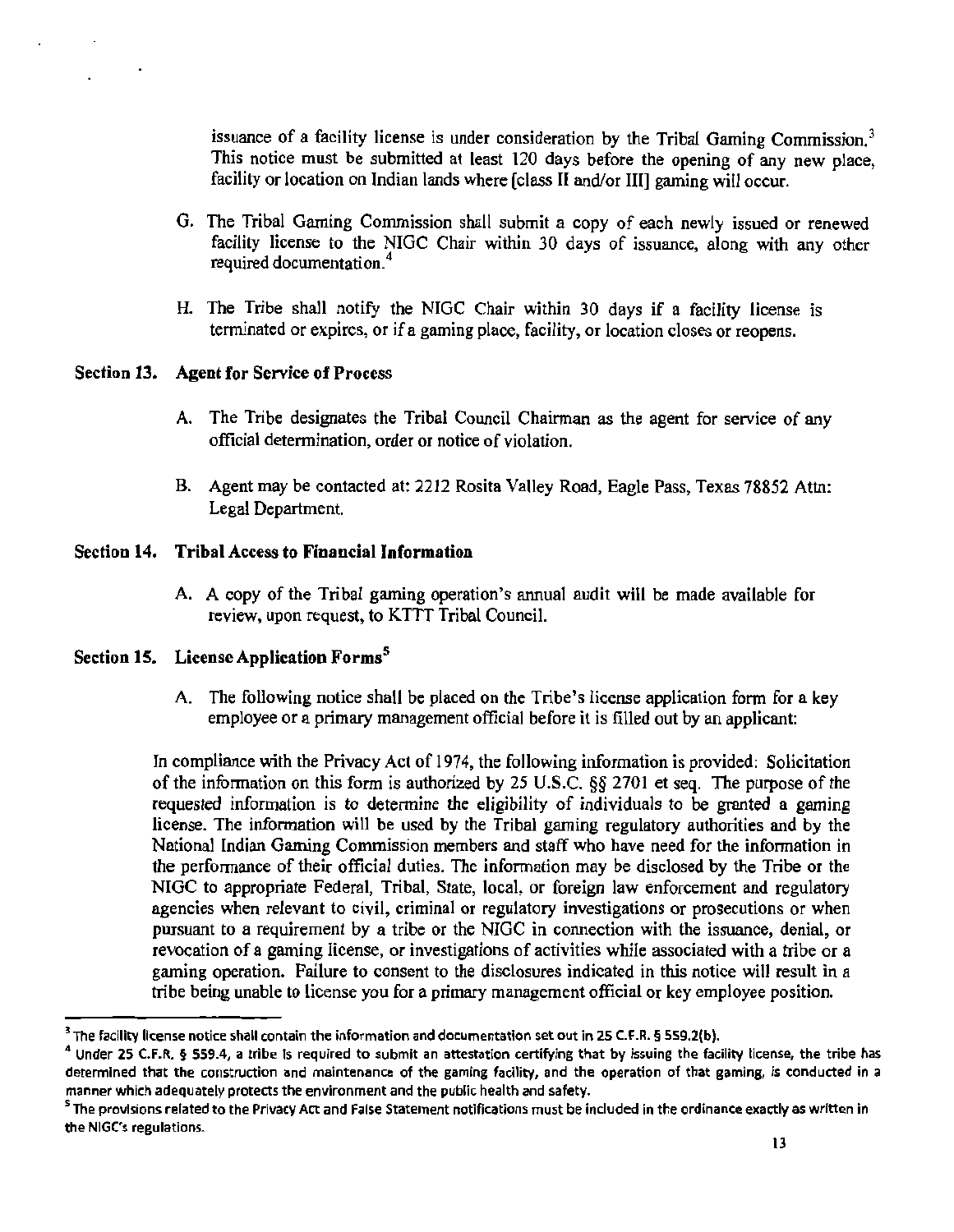issuance of a facility license is under consideration by the Tribal Gaming Commission.[3] This notice must be submitted at least 120 days before the opening of any new place, facility or location on Indian lands where [class II and/or III] gaming will occur.

G. The Tribal Gaming Commission shall submit a copy of each newly issued or renewed facility license to the NIGC Chair within 30 days of issuance, along with any other required documentation.[4]

H. The Tribe shall notify the NIGC Chair within 30 days if a facility license is terminated or expires, or if a gaming place, facility, or location closes or reopens.

**Section 13. Agent for Service of Process**

A. The Tribe designates the Tribal Council Chairman as the agent for service of any official determination, order or notice of violation.

B. Agent may be contacted at: 2212 Rosita Valley Road, Eagle Pass, Texas 78852 Attn: Legal Department.

**Section 14. Tribal Access to Financial Information**

A. A copy of the Tribal gaming operation's annual audit will be made available for review, upon request, to KTTT Tribal Council.

**Section 15. License Application Forms[5]**

A. The following notice shall be placed on the Tribe's license application form for a key employee or a primary management official before it is filled out by an applicant:

In compliance with the Privacy Act of 1974, the following information is provided: Solicitation of the information on this form is authorized by 25 U.S.C. §§ 2701 et seq. The purpose of the requested information is to determine the eligibility of individuals to be granted a gaming license. The information will be used by the Tribal gaming regulatory authorities and by the National Indian Gaming Commission members and staff who have need for the information in the performance of their official duties. The information may be disclosed by the Tribe or the NIGC to appropriate Federal, Tribal, State, local, or foreign law enforcement and regulatory agencies when relevant to civil, criminal or regulatory investigations or prosecutions or when pursuant to a requirement by a tribe or the NIGC in connection with the issuance, denial, or revocation of a gaming license, or investigations of activities while associated with a tribe or a gaming operation. Failure to consent to the disclosures indicated in this notice will result in a tribe being unable to license you for a primary management official or key employee position.

---

[3] The facility license notice shall contain the information and documentation set out in 25 C.F.R. § 559.2(b).

[4] Under 25 C.F.R. § 559.4, a tribe is required to submit an attestation certifying that by issuing the facility license, the tribe has determined that the construction and maintenance of the gaming facility, and the operation of that gaming, is conducted in a manner which adequately protects the environment and the public health and safety.

[5] The provisions related to the Privacy Act and False Statement notifications must be included in the ordinance exactly as written in the NIGC's regulations.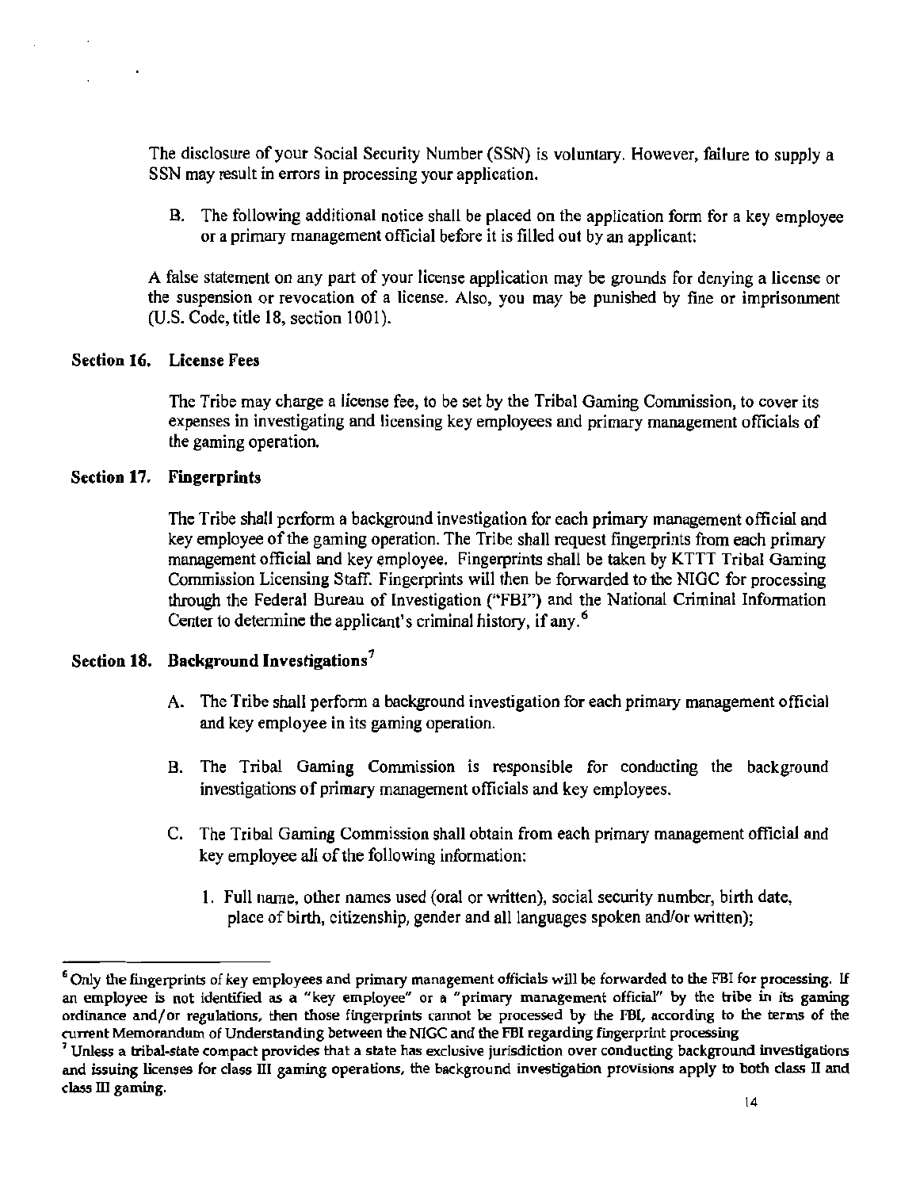The disclosure of your Social Security Number (SSN) is voluntary. However, failure to supply a SSN may result in errors in processing your application.

B. The following additional notice shall be placed on the application form for a key employee or a primary management official before it is filled out by an applicant:

A false statement on any part of your license application may be grounds for denying a license or the suspension or revocation of a license. Also, you may be punished by fine or imprisonment (U.S. Code, title 18, section 1001).

### Section 16. License Fees

The Tribe may charge a license fee, to be set by the Tribal Gaming Commission, to cover its expenses in investigating and licensing key employees and primary management officials of the gaming operation.

### Section 17. Fingerprints

The Tribe shall perform a background investigation for each primary management official and key employee of the gaming operation. The Tribe shall request fingerprints from each primary management official and key employee. Fingerprints shall be taken by KTTT Tribal Gaming Commission Licensing Staff. Fingerprints will then be forwarded to the NIGC for processing through the Federal Bureau of Investigation ("FBI") and the National Criminal Information Center to determine the applicant's criminal history, if any.[6]

### Section 18. Background Investigations[7]

A. The Tribe shall perform a background investigation for each primary management official and key employee in its gaming operation.

B. The Tribal Gaming Commission is responsible for conducting the background investigations of primary management officials and key employees.

C. The Tribal Gaming Commission shall obtain from each primary management official and key employee all of the following information:

1. Full name, other names used (oral or written), social security number, birth date, place of birth, citizenship, gender and all languages spoken and/or written);

---

[6] Only the fingerprints of key employees and primary management officials will be forwarded to the FBI for processing. If an employee is not identified as a "key employee" or a "primary management official" by the tribe in its gaming ordinance and/or regulations, then those fingerprints cannot be processed by the FBI, according to the terms of the current Memorandum of Understanding between the NIGC and the FBI regarding fingerprint processing

[7] Unless a tribal-state compact provides that a state has exclusive jurisdiction over conducting background investigations and issuing licenses for class III gaming operations, the background investigation provisions apply to both class II and class III gaming.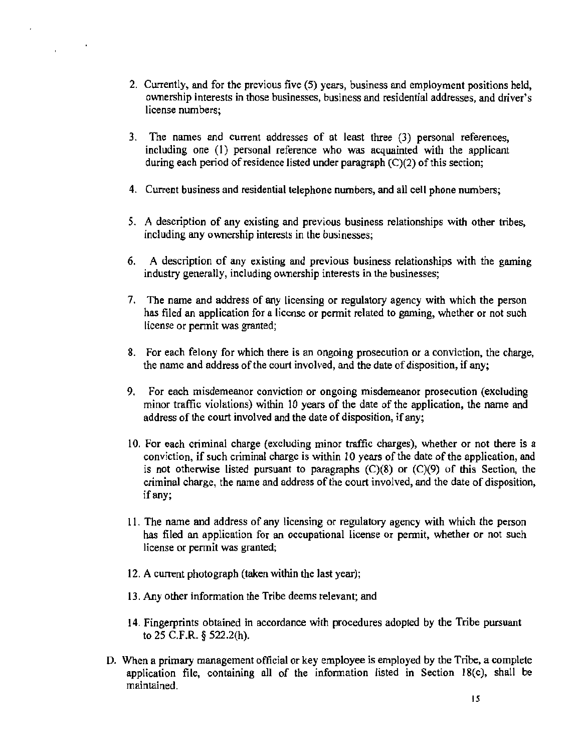2. Currently, and for the previous five (5) years, business and employment positions held, ownership interests in those businesses, business and residential addresses, and driver's license numbers;

3. The names and current addresses of at least three (3) personal references, including one (1) personal reference who was acquainted with the applicant during each period of residence listed under paragraph (C)(2) of this section;

4. Current business and residential telephone numbers, and all cell phone numbers;

5. A description of any existing and previous business relationships with other tribes, including any ownership interests in the businesses;

6. A description of any existing and previous business relationships with the gaming industry generally, including ownership interests in the businesses;

7. The name and address of any licensing or regulatory agency with which the person has filed an application for a license or permit related to gaming, whether or not such license or permit was granted;

8. For each felony for which there is an ongoing prosecution or a conviction, the charge, the name and address of the court involved, and the date of disposition, if any;

9. For each misdemeanor conviction or ongoing misdemeanor prosecution (excluding minor traffic violations) within 10 years of the date of the application, the name and address of the court involved and the date of disposition, if any;

10. For each criminal charge (excluding minor traffic charges), whether or not there is a conviction, if such criminal charge is within 10 years of the date of the application, and is not otherwise listed pursuant to paragraphs (C)(8) or (C)(9) of this Section, the criminal charge, the name and address of the court involved, and the date of disposition, if any;

11. The name and address of any licensing or regulatory agency with which the person has filed an application for an occupational license or permit, whether or not such license or permit was granted;

12. A current photograph (taken within the last year);

13. Any other information the Tribe deems relevant; and

14. Fingerprints obtained in accordance with procedures adopted by the Tribe pursuant to 25 C.F.R. § 522.2(h).

D. When a primary management official or key employee is employed by the Tribe, a complete application file, containing all of the information listed in Section 18(c), shall be maintained.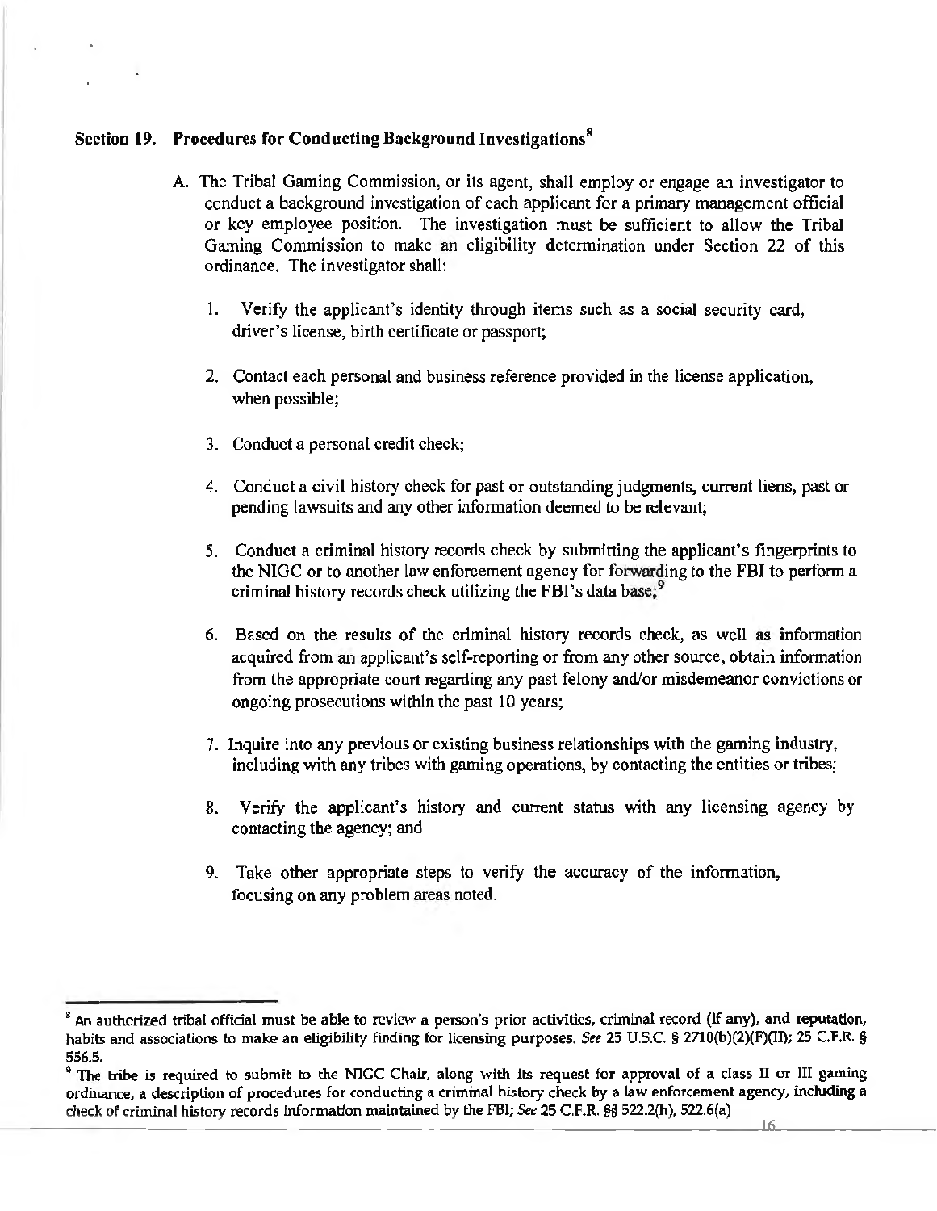## Section 19. Procedures for Conducting Background Investigations[8]

A. The Tribal Gaming Commission, or its agent, shall employ or engage an investigator to conduct a background investigation of each applicant for a primary management official or key employee position. The investigation must be sufficient to allow the Tribal Gaming Commission to make an eligibility determination under Section 22 of this ordinance. The investigator shall:

1. Verify the applicant's identity through items such as a social security card, driver's license, birth certificate or passport;

2. Contact each personal and business reference provided in the license application, when possible;

3. Conduct a personal credit check;

4. Conduct a civil history check for past or outstanding judgments, current liens, past or pending lawsuits and any other information deemed to be relevant;

5. Conduct a criminal history records check by submitting the applicant's fingerprints to the NIGC or to another law enforcement agency for forwarding to the FBI to perform a criminal history records check utilizing the FBI's data base;[9]

6. Based on the results of the criminal history records check, as well as information acquired from an applicant's self-reporting or from any other source, obtain information from the appropriate court regarding any past felony and/or misdemeanor convictions or ongoing prosecutions within the past 10 years;

7. Inquire into any previous or existing business relationships with the gaming industry, including with any tribes with gaming operations, by contacting the entities or tribes;

8. Verify the applicant's history and current status with any licensing agency by contacting the agency; and

9. Take other appropriate steps to verify the accuracy of the information, focusing on any problem areas noted.

---

[8] An authorized tribal official must be able to review a person's prior activities, criminal record (if any), and reputation, habits and associations to make an eligibility finding for licensing purposes. *See* 25 U.S.C. § 2710(b)(2)(F)(II); 25 C.F.R. § 556.5.

[9] The tribe is required to submit to the NIGC Chair, along with its request for approval of a class II or III gaming ordinance, a description of procedures for conducting a criminal history check by a law enforcement agency, including a check of criminal history records information maintained by the FBI; *See* 25 C.F.R. §§ 522.2(h), 522.6(a)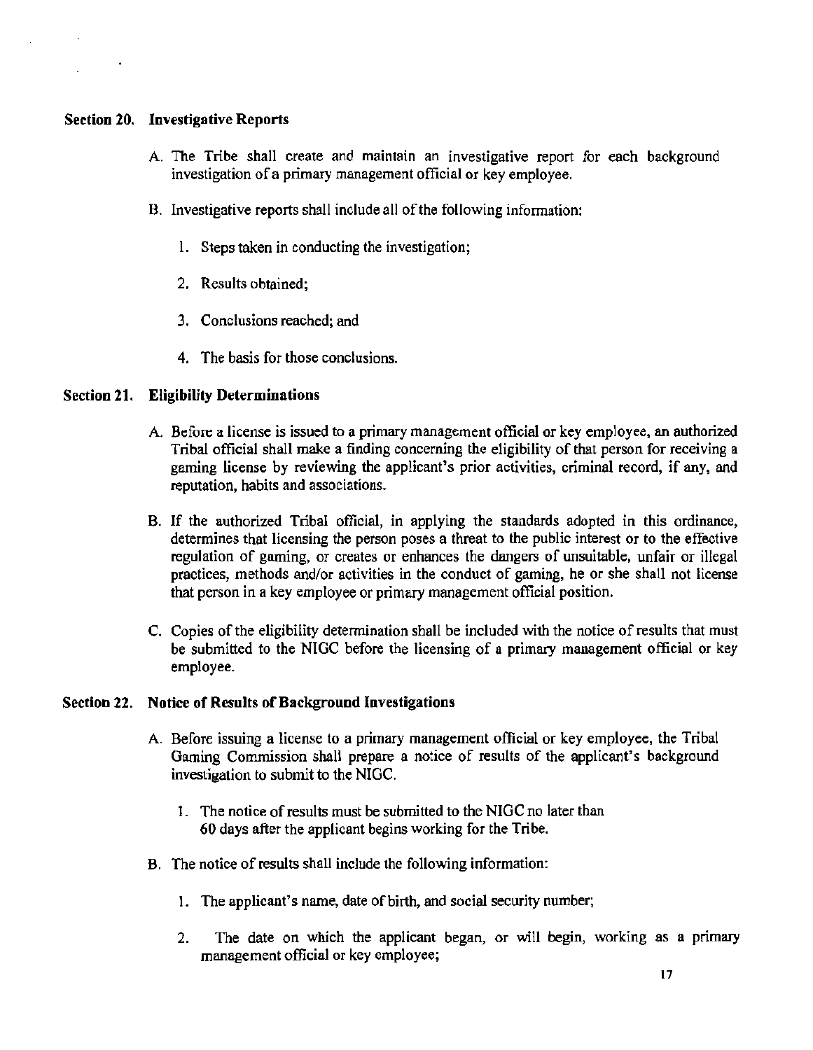## Section 20. Investigative Reports

A. The Tribe shall create and maintain an investigative report for each background investigation of a primary management official or key employee.

B. Investigative reports shall include all of the following information:

1. Steps taken in conducting the investigation;

2. Results obtained;

3. Conclusions reached; and

4. The basis for those conclusions.

## Section 21. Eligibility Determinations

A. Before a license is issued to a primary management official or key employee, an authorized Tribal official shall make a finding concerning the eligibility of that person for receiving a gaming license by reviewing the applicant's prior activities, criminal record, if any, and reputation, habits and associations.

B. If the authorized Tribal official, in applying the standards adopted in this ordinance, determines that licensing the person poses a threat to the public interest or to the effective regulation of gaming, or creates or enhances the dangers of unsuitable, unfair or illegal practices, methods and/or activities in the conduct of gaming, he or she shall not license that person in a key employee or primary management official position.

C. Copies of the eligibility determination shall be included with the notice of results that must be submitted to the NIGC before the licensing of a primary management official or key employee.

## Section 22. Notice of Results of Background Investigations

A. Before issuing a license to a primary management official or key employee, the Tribal Gaming Commission shall prepare a notice of results of the applicant's background investigation to submit to the NIGC.

1. The notice of results must be submitted to the NIGC no later than 60 days after the applicant begins working for the Tribe.

B. The notice of results shall include the following information:

1. The applicant's name, date of birth, and social security number;

2. The date on which the applicant began, or will begin, working as a primary management official or key employee;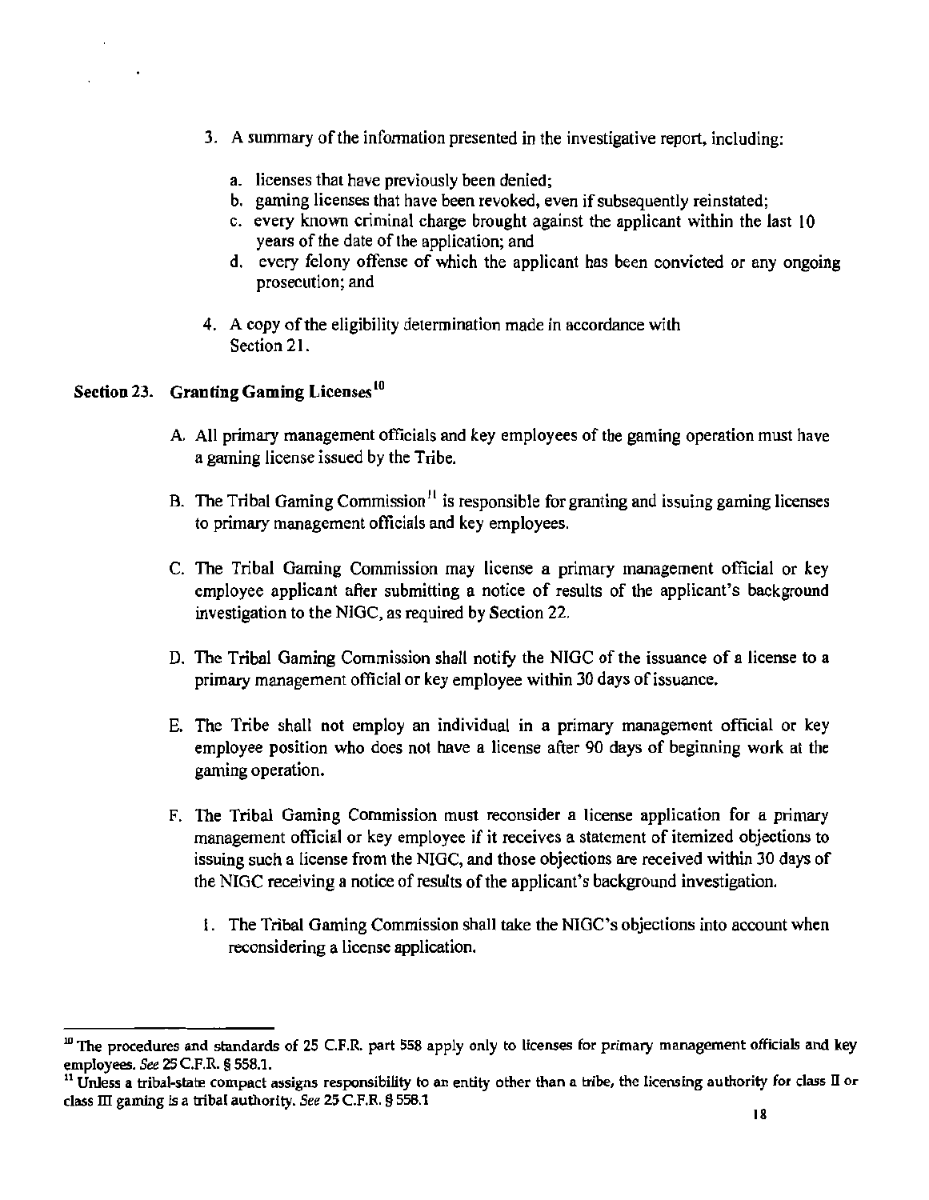3. A summary of the information presented in the investigative report, including:

    a. licenses that have previously been denied;
    b. gaming licenses that have been revoked, even if subsequently reinstated;
    c. every known criminal charge brought against the applicant within the last 10 years of the date of the application; and
    d. every felony offense of which the applicant has been convicted or any ongoing prosecution; and

4. A copy of the eligibility determination made in accordance with Section 21.

## Section 23. Granting Gaming Licenses[10]

A. All primary management officials and key employees of the gaming operation must have a gaming license issued by the Tribe.

B. The Tribal Gaming Commission[11] is responsible for granting and issuing gaming licenses to primary management officials and key employees.

C. The Tribal Gaming Commission may license a primary management official or key employee applicant after submitting a notice of results of the applicant's background investigation to the NIGC, as required by Section 22.

D. The Tribal Gaming Commission shall notify the NIGC of the issuance of a license to a primary management official or key employee within 30 days of issuance.

E. The Tribe shall not employ an individual in a primary management official or key employee position who does not have a license after 90 days of beginning work at the gaming operation.

F. The Tribal Gaming Commission must reconsider a license application for a primary management official or key employee if it receives a statement of itemized objections to issuing such a license from the NIGC, and those objections are received within 30 days of the NIGC receiving a notice of results of the applicant's background investigation.

    1. The Tribal Gaming Commission shall take the NIGC's objections into account when reconsidering a license application.

---

[10] The procedures and standards of 25 C.F.R. part 558 apply only to licenses for primary management officials and key employees. *See* 25 C.F.R. § 558.1.

[11] Unless a tribal-state compact assigns responsibility to an entity other than a tribe, the licensing authority for class II or class III gaming is a tribal authority. *See* 25 C.F.R. § 558.1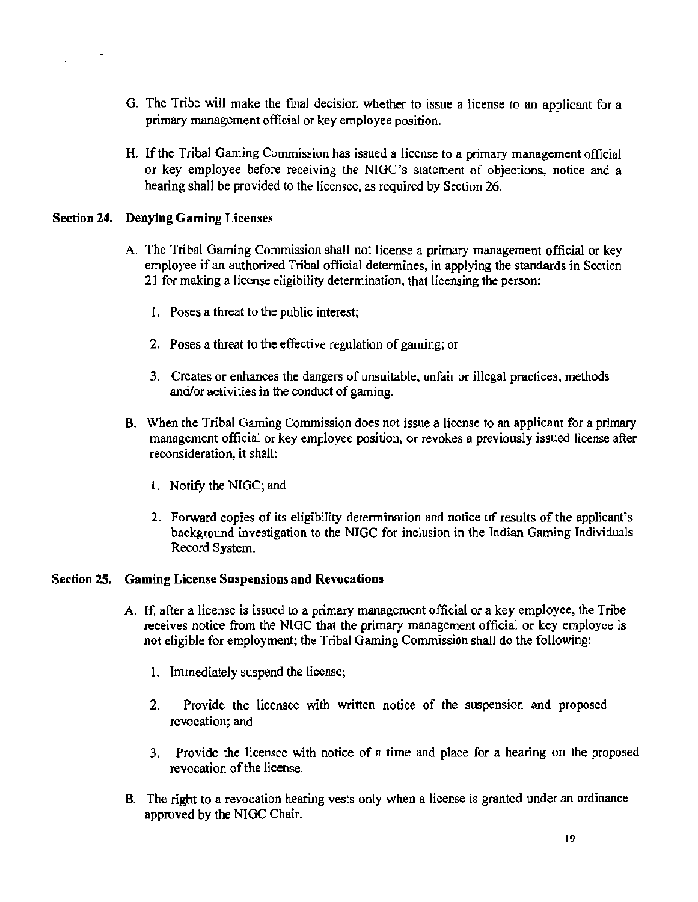G. The Tribe will make the final decision whether to issue a license to an applicant for a primary management official or key employee position.

H. If the Tribal Gaming Commission has issued a license to a primary management official or key employee before receiving the NIGC's statement of objections, notice and a hearing shall be provided to the licensee, as required by Section 26.

## Section 24. Denying Gaming Licenses

A. The Tribal Gaming Commission shall not license a primary management official or key employee if an authorized Tribal official determines, in applying the standards in Section 21 for making a license eligibility determination, that licensing the person:

1. Poses a threat to the public interest;

2. Poses a threat to the effective regulation of gaming; or

3. Creates or enhances the dangers of unsuitable, unfair or illegal practices, methods and/or activities in the conduct of gaming.

B. When the Tribal Gaming Commission does not issue a license to an applicant for a primary management official or key employee position, or revokes a previously issued license after reconsideration, it shall:

1. Notify the NIGC; and

2. Forward copies of its eligibility determination and notice of results of the applicant's background investigation to the NIGC for inclusion in the Indian Gaming Individuals Record System.

## Section 25. Gaming License Suspensions and Revocations

A. If, after a license is issued to a primary management official or a key employee, the Tribe receives notice from the NIGC that the primary management official or key employee is not eligible for employment; the Tribal Gaming Commission shall do the following:

1. Immediately suspend the license;

2. Provide the licensee with written notice of the suspension and proposed revocation; and

3. Provide the licensee with notice of a time and place for a hearing on the proposed revocation of the license.

B. The right to a revocation hearing vests only when a license is granted under an ordinance approved by the NIGC Chair.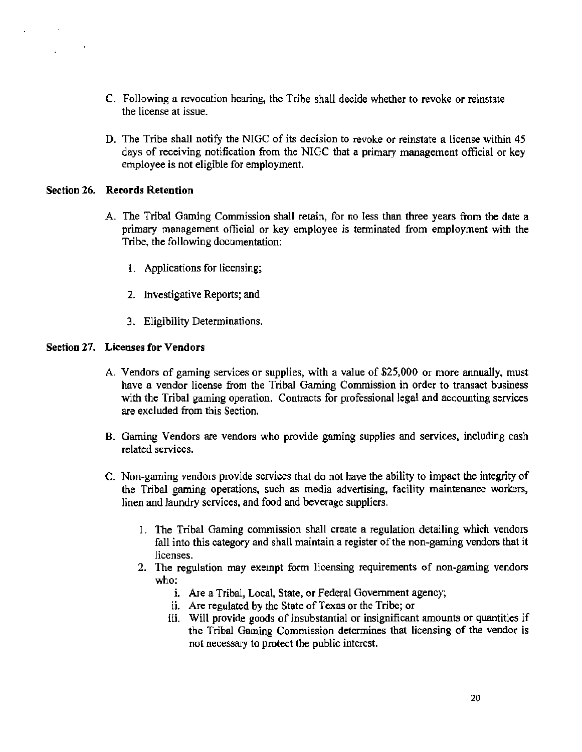C. Following a revocation hearing, the Tribe shall decide whether to revoke or reinstate the license at issue.

D. The Tribe shall notify the NIGC of its decision to revoke or reinstate a license within 45 days of receiving notification from the NIGC that a primary management official or key employee is not eligible for employment.

**Section 26. Records Retention**

A. The Tribal Gaming Commission shall retain, for no less than three years from the date a primary management official or key employee is terminated from employment with the Tribe, the following documentation:

1. Applications for licensing;

2. Investigative Reports; and

3. Eligibility Determinations.

**Section 27. Licenses for Vendors**

A. Vendors of gaming services or supplies, with a value of $25,000 or more annually, must have a vendor license from the Tribal Gaming Commission in order to transact business with the Tribal gaming operation. Contracts for professional legal and accounting services are excluded from this Section.

B. Gaming Vendors are vendors who provide gaming supplies and services, including cash related services.

C. Non-gaming vendors provide services that do not have the ability to impact the integrity of the Tribal gaming operations, such as media advertising, facility maintenance workers, linen and laundry services, and food and beverage suppliers.

1. The Tribal Gaming commission shall create a regulation detailing which vendors fall into this category and shall maintain a register of the non-gaming vendors that it licenses.
2. The regulation may exempt form licensing requirements of non-gaming vendors who:
    i. Are a Tribal, Local, State, or Federal Government agency;
    ii. Are regulated by the State of Texas or the Tribe; or
    iii. Will provide goods of insubstantial or insignificant amounts or quantities if the Tribal Gaming Commission determines that licensing of the vendor is not necessary to protect the public interest.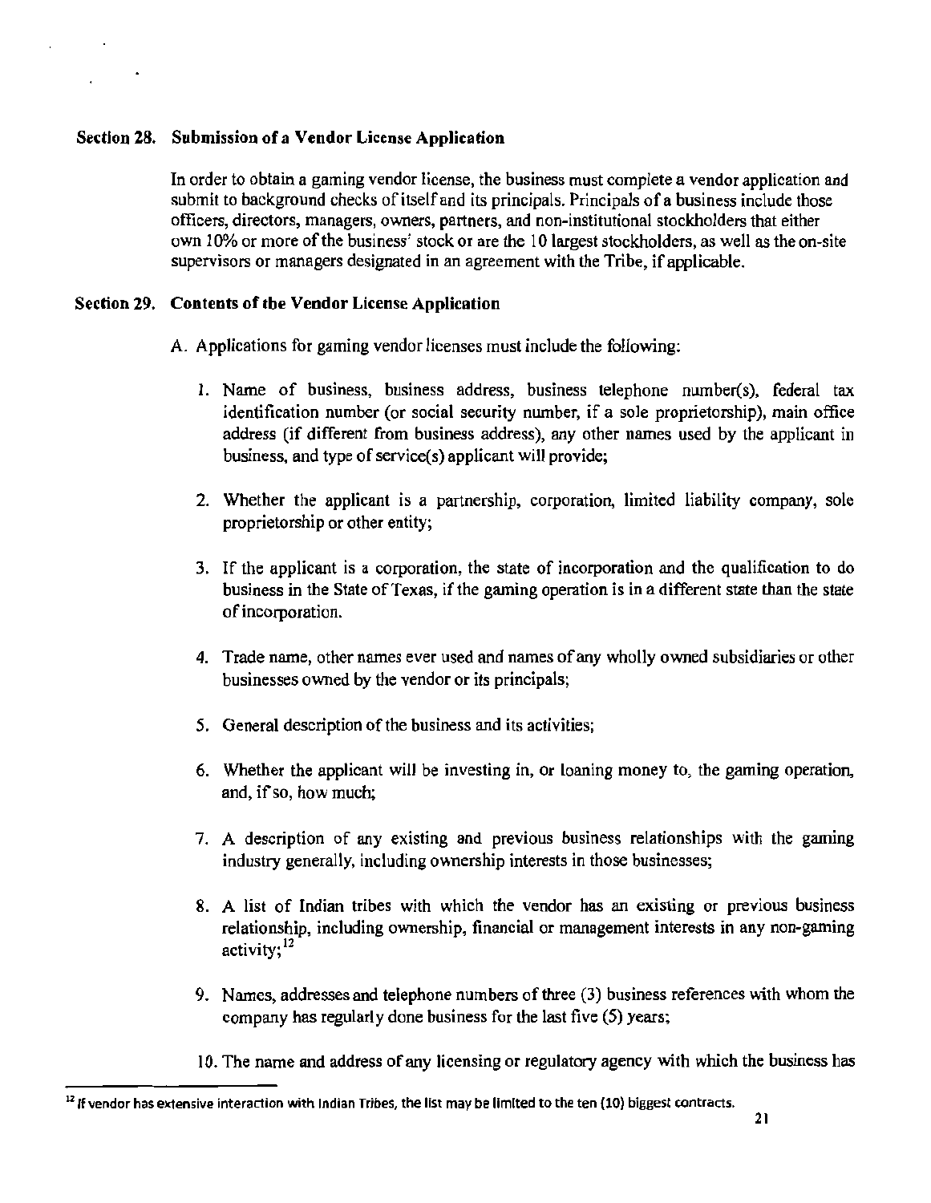### Section 28. Submission of a Vendor License Application

In order to obtain a gaming vendor license, the business must complete a vendor application and submit to background checks of itself and its principals. Principals of a business include those officers, directors, managers, owners, partners, and non-institutional stockholders that either own 10% or more of the business' stock or are the 10 largest stockholders, as well as the on-site supervisors or managers designated in an agreement with the Tribe, if applicable.

### Section 29. Contents of the Vendor License Application

A. Applications for gaming vendor licenses must include the following:

1. Name of business, business address, business telephone number(s), federal tax identification number (or social security number, if a sole proprietorship), main office address (if different from business address), any other names used by the applicant in business, and type of service(s) applicant will provide;

2. Whether the applicant is a partnership, corporation, limited liability company, sole proprietorship or other entity;

3. If the applicant is a corporation, the state of incorporation and the qualification to do business in the State of Texas, if the gaming operation is in a different state than the state of incorporation.

4. Trade name, other names ever used and names of any wholly owned subsidiaries or other businesses owned by the vendor or its principals;

5. General description of the business and its activities;

6. Whether the applicant will be investing in, or loaning money to, the gaming operation, and, if so, how much;

7. A description of any existing and previous business relationships with the gaming industry generally, including ownership interests in those businesses;

8. A list of Indian tribes with which the vendor has an existing or previous business relationship, including ownership, financial or management interests in any non-gaming activity;[12]

9. Names, addresses and telephone numbers of three (3) business references with whom the company has regularly done business for the last five (5) years;

10. The name and address of any licensing or regulatory agency with which the business has

[12] If vendor has extensive interaction with Indian Tribes, the list may be limited to the ten (10) biggest contracts.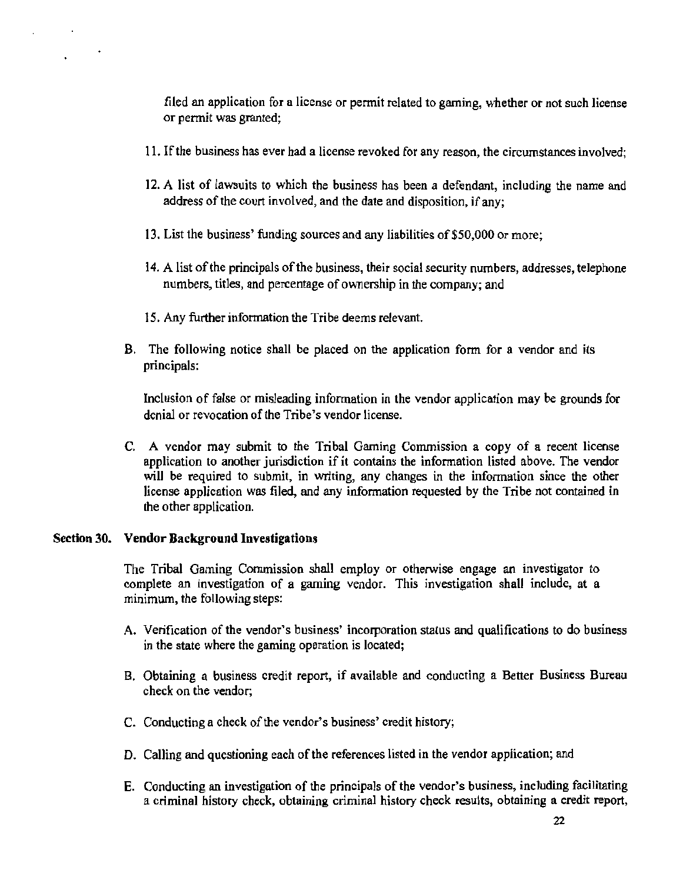filed an application for a license or permit related to gaming, whether or not such license or permit was granted;

11. If the business has ever had a license revoked for any reason, the circumstances involved;

12. A list of lawsuits to which the business has been a defendant, including the name and address of the court involved, and the date and disposition, if any;

13. List the business' funding sources and any liabilities of $50,000 or more;

14. A list of the principals of the business, their social security numbers, addresses, telephone numbers, titles, and percentage of ownership in the company; and

15. Any further information the Tribe deems relevant.

B. The following notice shall be placed on the application form for a vendor and its principals:

   Inclusion of false or misleading information in the vendor application may be grounds for denial or revocation of the Tribe's vendor license.

C. A vendor may submit to the Tribal Gaming Commission a copy of a recent license application to another jurisdiction if it contains the information listed above. The vendor will be required to submit, in writing, any changes in the information since the other license application was filed, and any information requested by the Tribe not contained in the other application.

## Section 30. Vendor Background Investigations

The Tribal Gaming Commission shall employ or otherwise engage an investigator to complete an investigation of a gaming vendor. This investigation shall include, at a minimum, the following steps:

A. Verification of the vendor's business' incorporation status and qualifications to do business in the state where the gaming operation is located;

B. Obtaining a business credit report, if available and conducting a Better Business Bureau check on the vendor;

C. Conducting a check of the vendor's business' credit history;

D. Calling and questioning each of the references listed in the vendor application; and

E. Conducting an investigation of the principals of the vendor's business, including facilitating a criminal history check, obtaining criminal history check results, obtaining a credit report,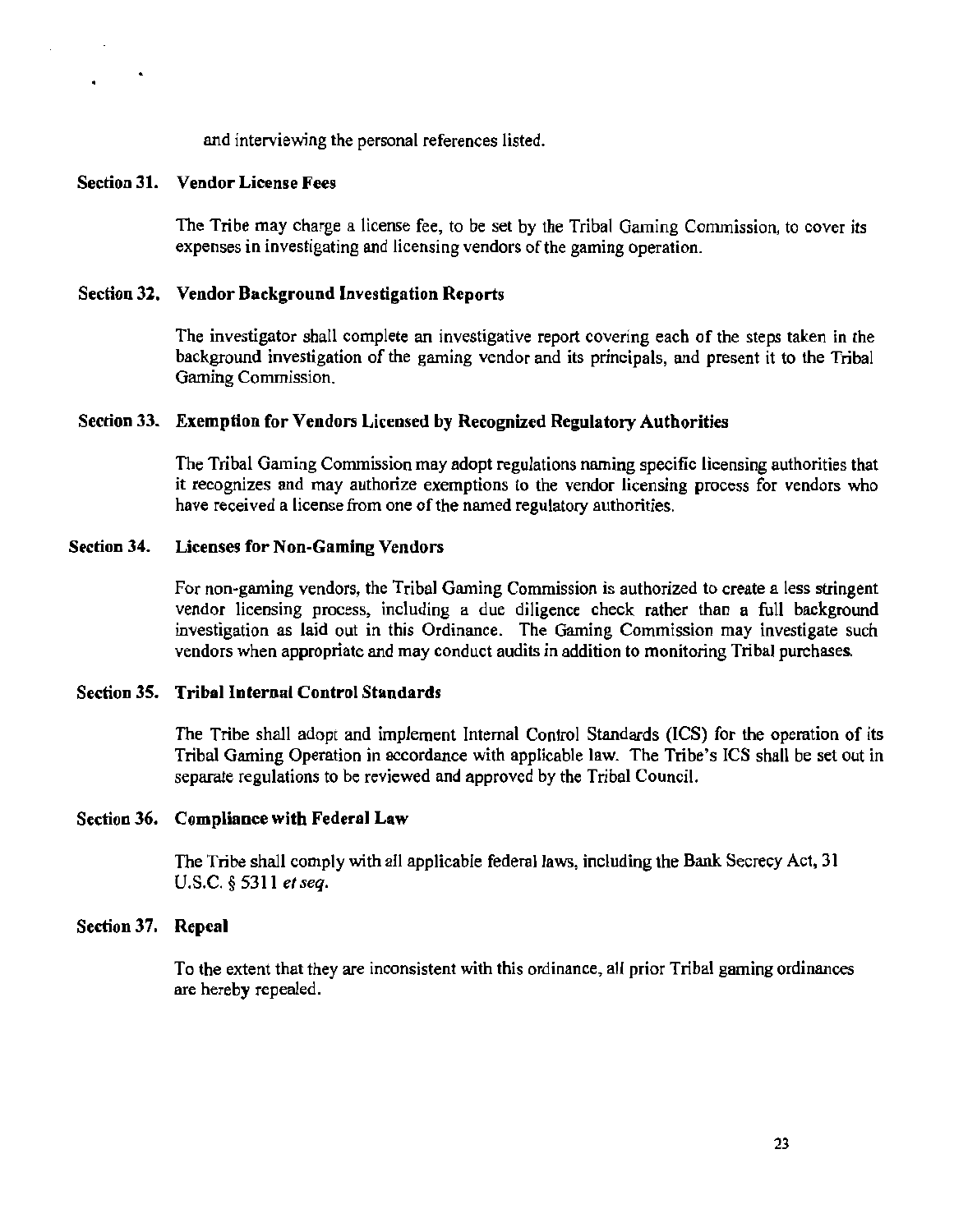and interviewing the personal references listed.

### Section 31. Vendor License Fees

The Tribe may charge a license fee, to be set by the Tribal Gaming Commission, to cover its expenses in investigating and licensing vendors of the gaming operation.

### Section 32. Vendor Background Investigation Reports

The investigator shall complete an investigative report covering each of the steps taken in the background investigation of the gaming vendor and its principals, and present it to the Tribal Gaming Commission.

### Section 33. Exemption for Vendors Licensed by Recognized Regulatory Authorities

The Tribal Gaming Commission may adopt regulations naming specific licensing authorities that it recognizes and may authorize exemptions to the vendor licensing process for vendors who have received a license from one of the named regulatory authorities.

### Section 34. Licenses for Non-Gaming Vendors

For non-gaming vendors, the Tribal Gaming Commission is authorized to create a less stringent vendor licensing process, including a due diligence check rather than a full background investigation as laid out in this Ordinance. The Gaming Commission may investigate such vendors when appropriate and may conduct audits in addition to monitoring Tribal purchases.

### Section 35. Tribal Internal Control Standards

The Tribe shall adopt and implement Internal Control Standards (ICS) for the operation of its Tribal Gaming Operation in accordance with applicable law. The Tribe's ICS shall be set out in separate regulations to be reviewed and approved by the Tribal Council.

### Section 36. Compliance with Federal Law

The Tribe shall comply with all applicable federal laws, including the Bank Secrecy Act, 31 U.S.C. § 5311 *et seq.*

### Section 37. Repeal

To the extent that they are inconsistent with this ordinance, all prior Tribal gaming ordinances are hereby repealed.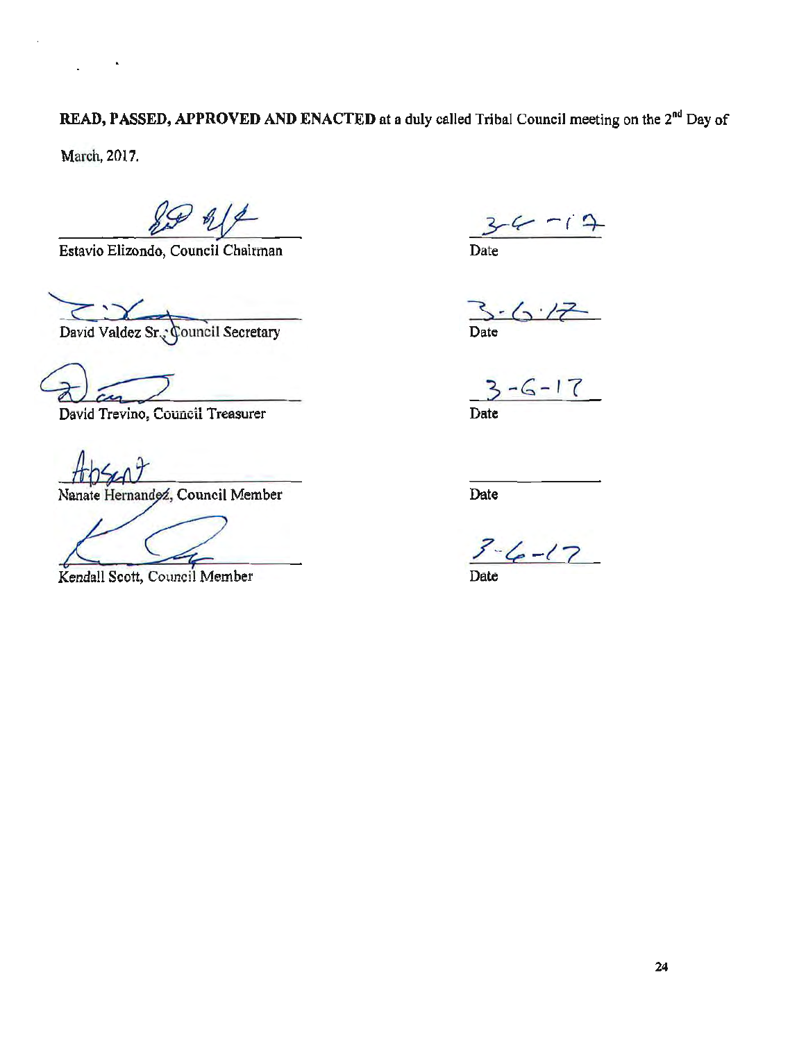**READ, PASSED, APPROVED AND ENACTED** at a duly called Tribal Council meeting on the 2nd Day of March, 2017.

| | |
|---|---|
| Estavio Elizondo, Council Chairman | 3-6-17 Date |
| David Valdez Sr., Council Secretary | 3-6-17 Date |
| David Trevino, Council Treasurer | 3-6-17 Date |
| Absent Nanate Hernandez, Council Member | Date |
| Kendall Scott, Council Member | 3-6-17 Date |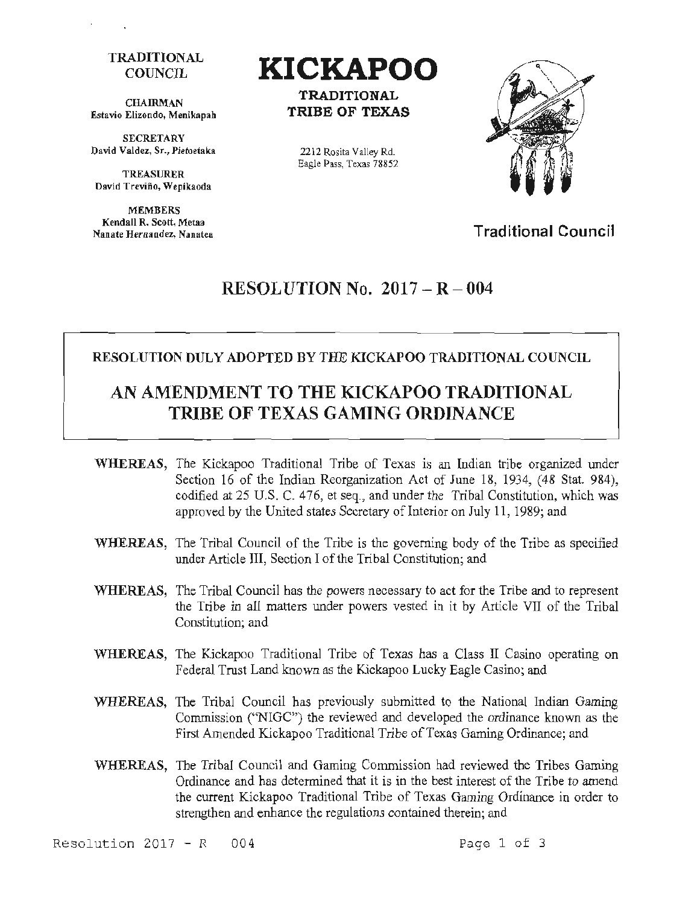TRADITIONAL COUNCIL

CHAIRMAN
Estavio Elizondo, Menikapah

SECRETARY
David Valdez, Sr., Pietoetaka

TREASURER
David Treviño, Wepikaoda

MEMBERS
Kendall R. Scott, Metaa
Nanate Hernandez, Nanatea

# KICKAPOO

**TRADITIONAL TRIBE OF TEXAS**

2212 Rosita Valley Rd.
Eagle Pass, Texas 78852

**Traditional Council**

## RESOLUTION No. 2017 – R – 004

**RESOLUTION DULY ADOPTED BY THE KICKAPOO TRADITIONAL COUNCIL**

## AN AMENDMENT TO THE KICKAPOO TRADITIONAL TRIBE OF TEXAS GAMING ORDINANCE

**WHEREAS,** The Kickapoo Traditional Tribe of Texas is an Indian tribe organized under Section 16 of the Indian Reorganization Act of June 18, 1934, (48 Stat. 984), codified at 25 U.S. C. 476, et seq., and under the Tribal Constitution, which was approved by the United states Secretary of Interior on July 11, 1989; and

**WHEREAS,** The Tribal Council of the Tribe is the governing body of the Tribe as specified under Article III, Section I of the Tribal Constitution; and

**WHEREAS,** The Tribal Council has the powers necessary to act for the Tribe and to represent the Tribe in all matters under powers vested in it by Article VII of the Tribal Constitution; and

**WHEREAS,** The Kickapoo Traditional Tribe of Texas has a Class II Casino operating on Federal Trust Land known as the Kickapoo Lucky Eagle Casino; and

**WHEREAS,** The Tribal Council has previously submitted to the National Indian Gaming Commission ("NIGC") the reviewed and developed the ordinance known as the First Amended Kickapoo Traditional Tribe of Texas Gaming Ordinance; and

**WHEREAS,** The Tribal Council and Gaming Commission had reviewed the Tribes Gaming Ordinance and has determined that it is in the best interest of the Tribe to amend the current Kickapoo Traditional Tribe of Texas Gaming Ordinance in order to strengthen and enhance the regulations contained therein; and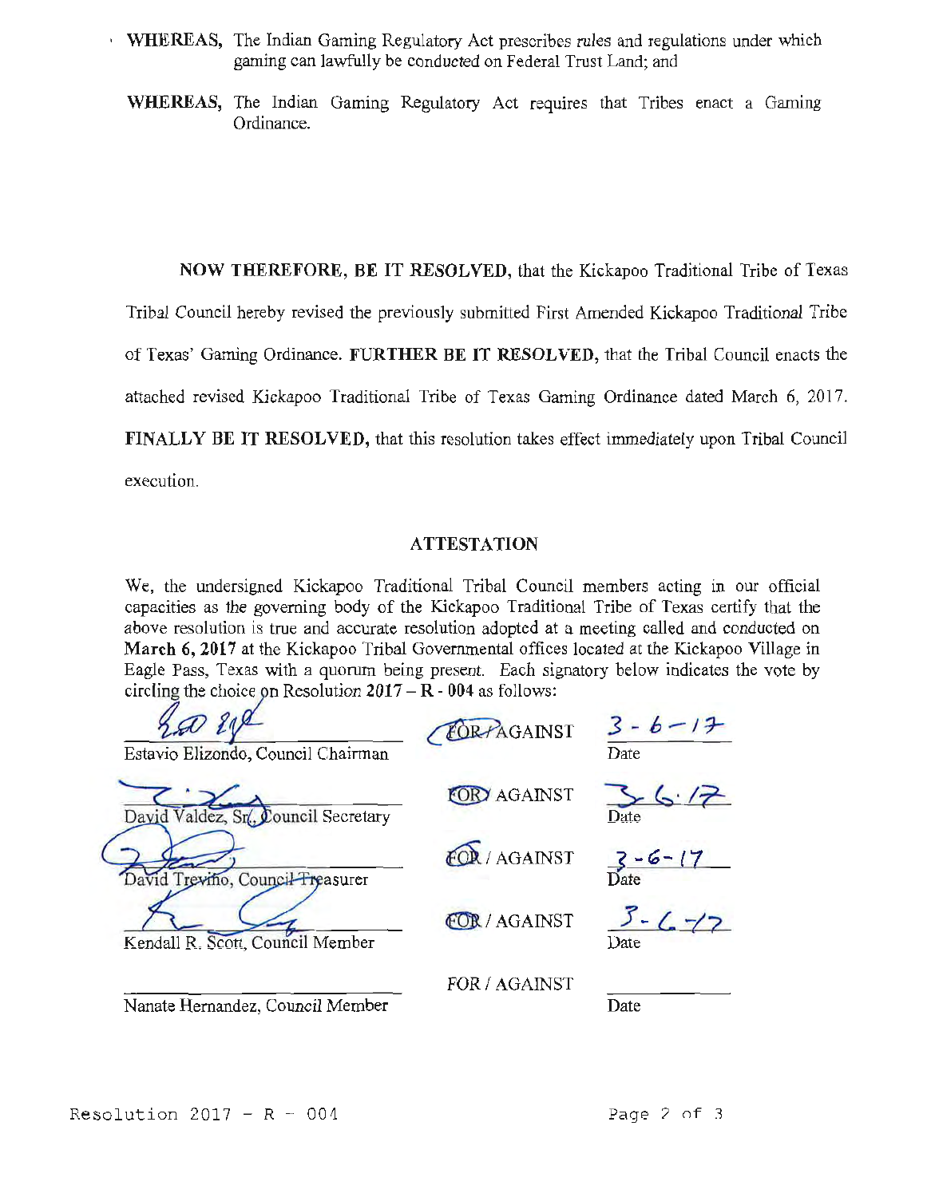**WHEREAS,** The Indian Gaming Regulatory Act prescribes rules and regulations under which gaming can lawfully be conducted on Federal Trust Land; and

**WHEREAS,** The Indian Gaming Regulatory Act requires that Tribes enact a Gaming Ordinance.

**NOW THEREFORE, BE IT RESOLVED,** that the Kickapoo Traditional Tribe of Texas Tribal Council hereby revised the previously submitted First Amended Kickapoo Traditional Tribe of Texas' Gaming Ordinance. **FURTHER BE IT RESOLVED,** that the Tribal Council enacts the attached revised Kickapoo Traditional Tribe of Texas Gaming Ordinance dated March 6, 2017. **FINALLY BE IT RESOLVED,** that this resolution takes effect immediately upon Tribal Council execution.

## ATTESTATION

We, the undersigned Kickapoo Traditional Tribal Council members acting in our official capacities as the governing body of the Kickapoo Traditional Tribe of Texas certify that the above resolution is true and accurate resolution adopted at a meeting called and conducted on **March 6, 2017** at the Kickapoo Tribal Governmental offices located at the Kickapoo Village in Eagle Pass, Texas with a quorum being present. Each signatory below indicates the vote by circling the choice on Resolution **2017 – R - 004** as follows:

| Signature | Vote | Date |
|---|---|---|
| Estavio Elizondo, Council Chairman | FOR / AGAINST | 3-6-17 |
| David Valdez, Sr., Council Secretary | FOR / AGAINST | 3-6-17 |
| David Treviño, Council Treasurer | FOR / AGAINST | 3-6-17 |
| Kendall R. Scott, Council Member | FOR / AGAINST | 3-6-17 |
| Nanate Hernandez, Council Member | FOR / AGAINST | |

Resolution 2017 – R – 004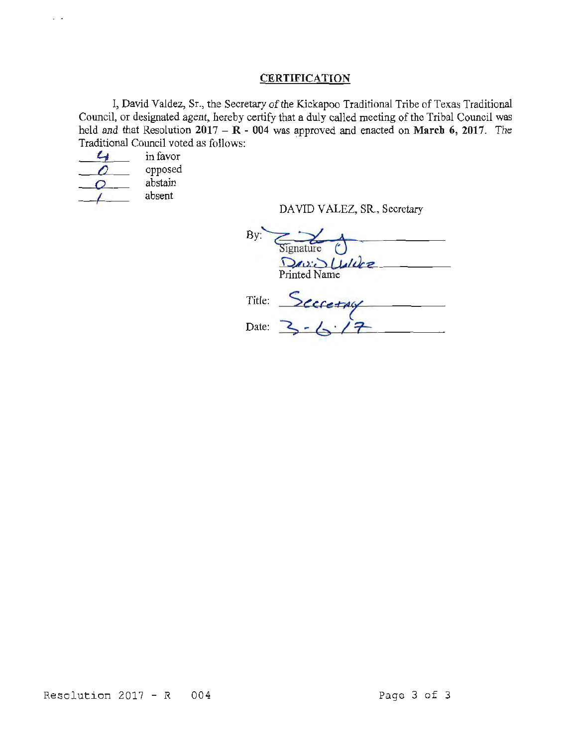## CERTIFICATION

I, David Valdez, Sr., the Secretary of the Kickapoo Traditional Tribe of Texas Traditional Council, or designated agent, hereby certify that a duly called meeting of the Tribal Council was held and that Resolution **2017 – R - 004** was approved and enacted on **March 6, 2017**. The Traditional Council voted as follows:

| | |
|---|---|
| 4 | in favor |
| 0 | opposed |
| 0 | abstain |
| 1 | absent |

DAVID VALEZ, SR., Secretary

By: ______________________
Signature

David Valdez
Printed Name

Title: Secretary

Date: 3-6-17